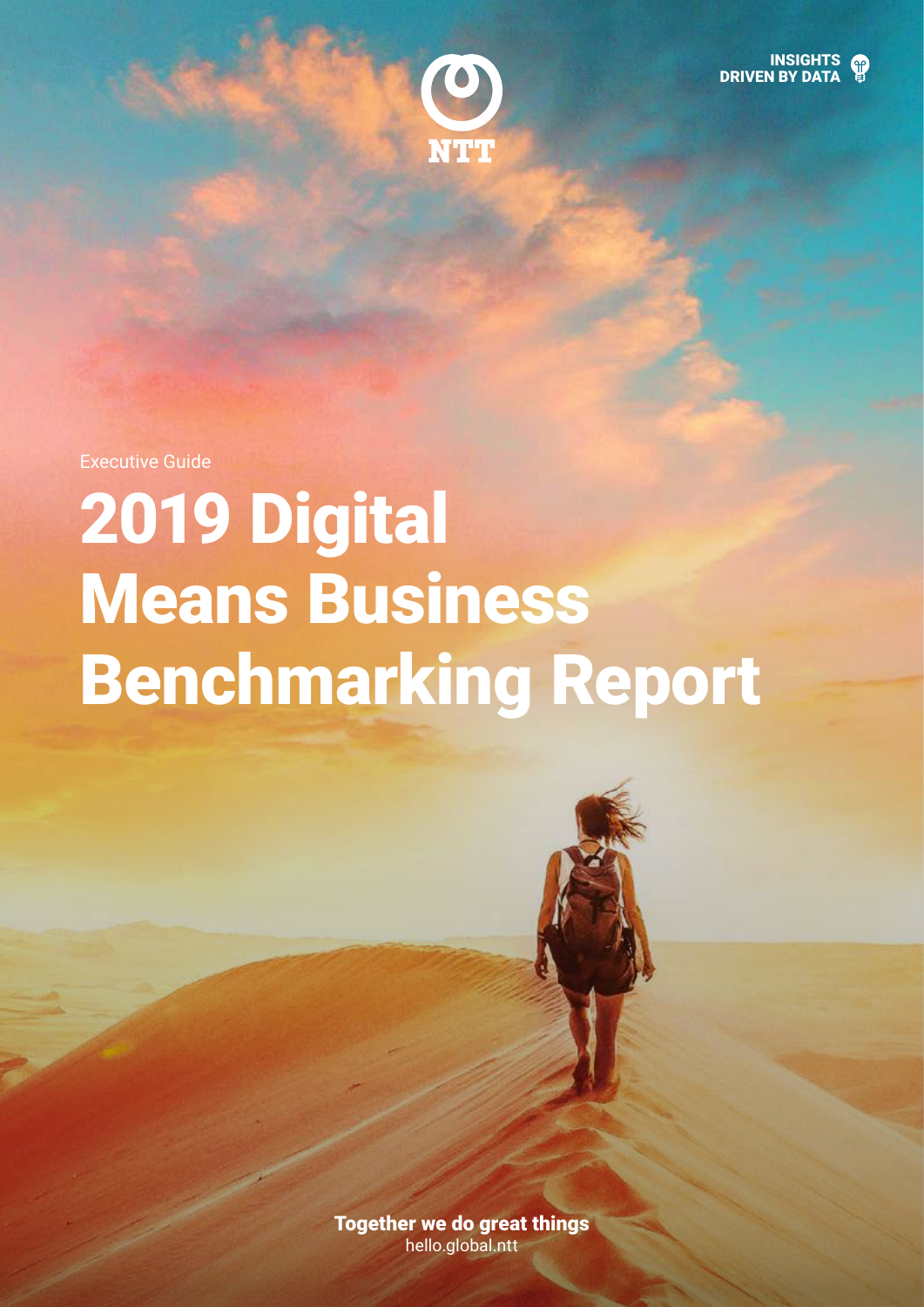INSIGHTS DRIVEN BY DATA

NTT

Executive Guide

# 2019 Digital Means Business Benchmarking Report

**Together we do great things**
hello.global.ntt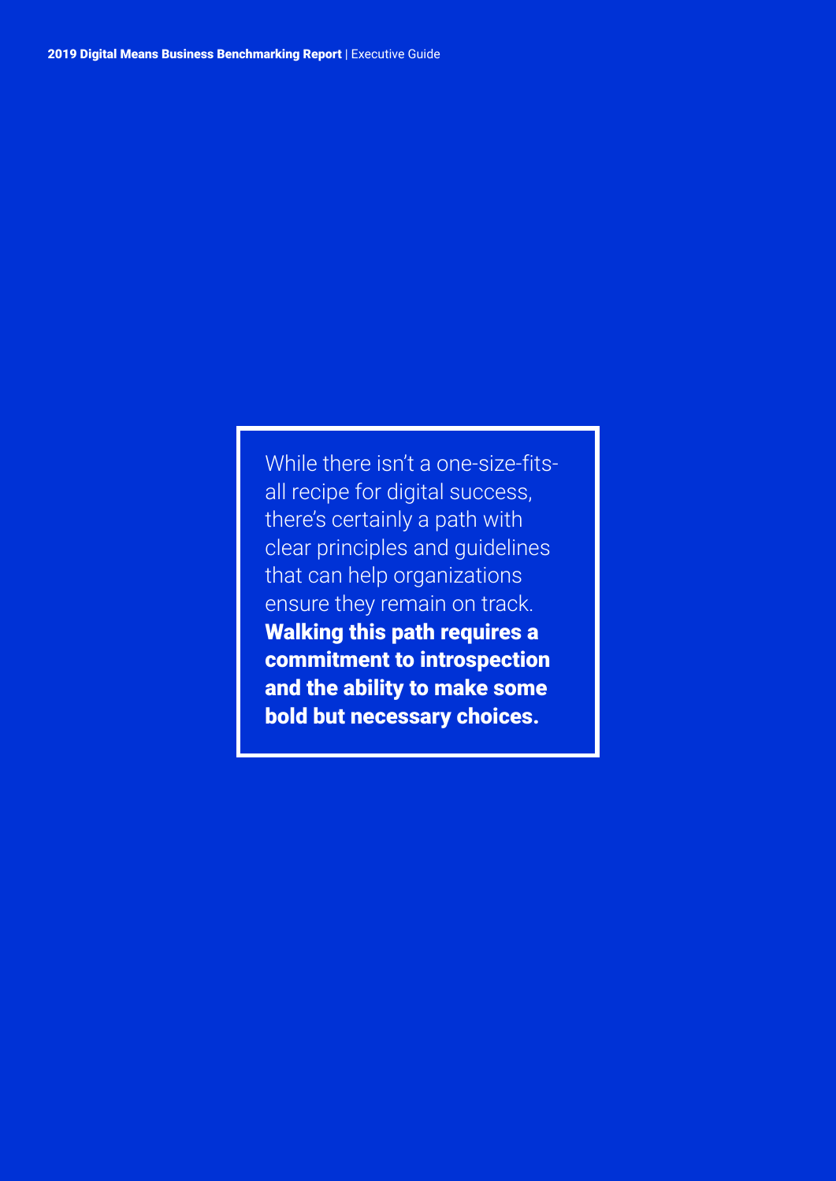While there isn't a one-size-fits-all recipe for digital success, there's certainly a path with clear principles and guidelines that can help organizations ensure they remain on track. **Walking this path requires a commitment to introspection and the ability to make some bold but necessary choices.**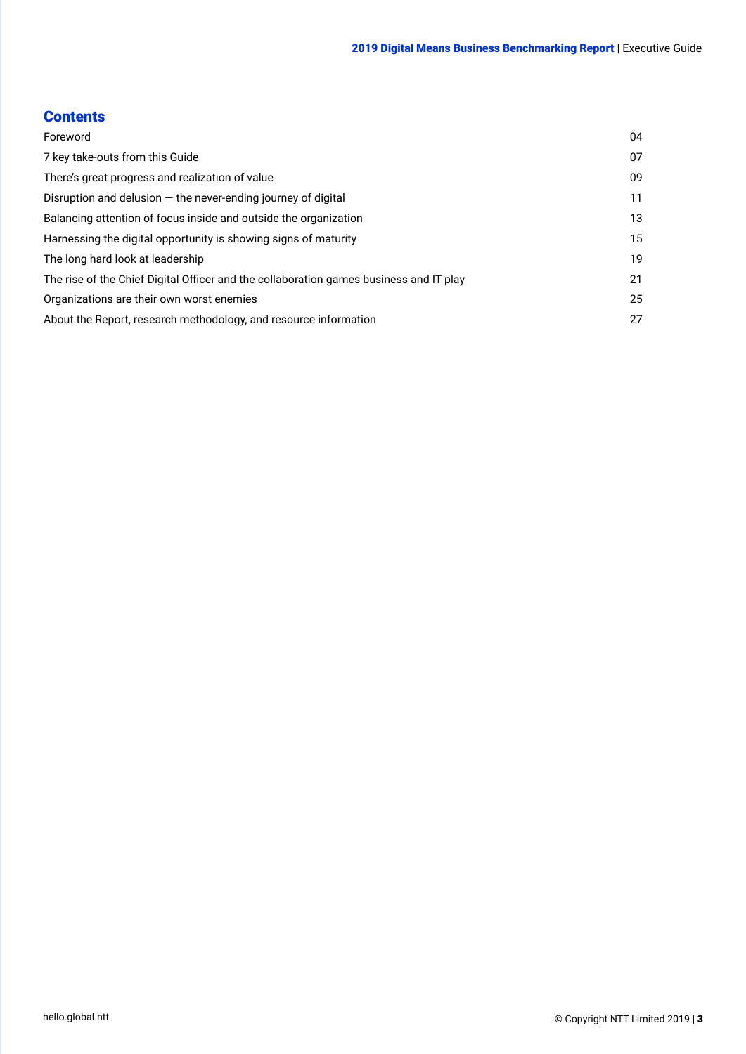## Contents

| | |
|---|---|
| Foreword | 04 |
| 7 key take-outs from this Guide | 07 |
| There's great progress and realization of value | 09 |
| Disruption and delusion — the never-ending journey of digital | 11 |
| Balancing attention of focus inside and outside the organization | 13 |
| Harnessing the digital opportunity is showing signs of maturity | 15 |
| The long hard look at leadership | 19 |
| The rise of the Chief Digital Officer and the collaboration games business and IT play | 21 |
| Organizations are their own worst enemies | 25 |
| About the Report, research methodology, and resource information | 27 |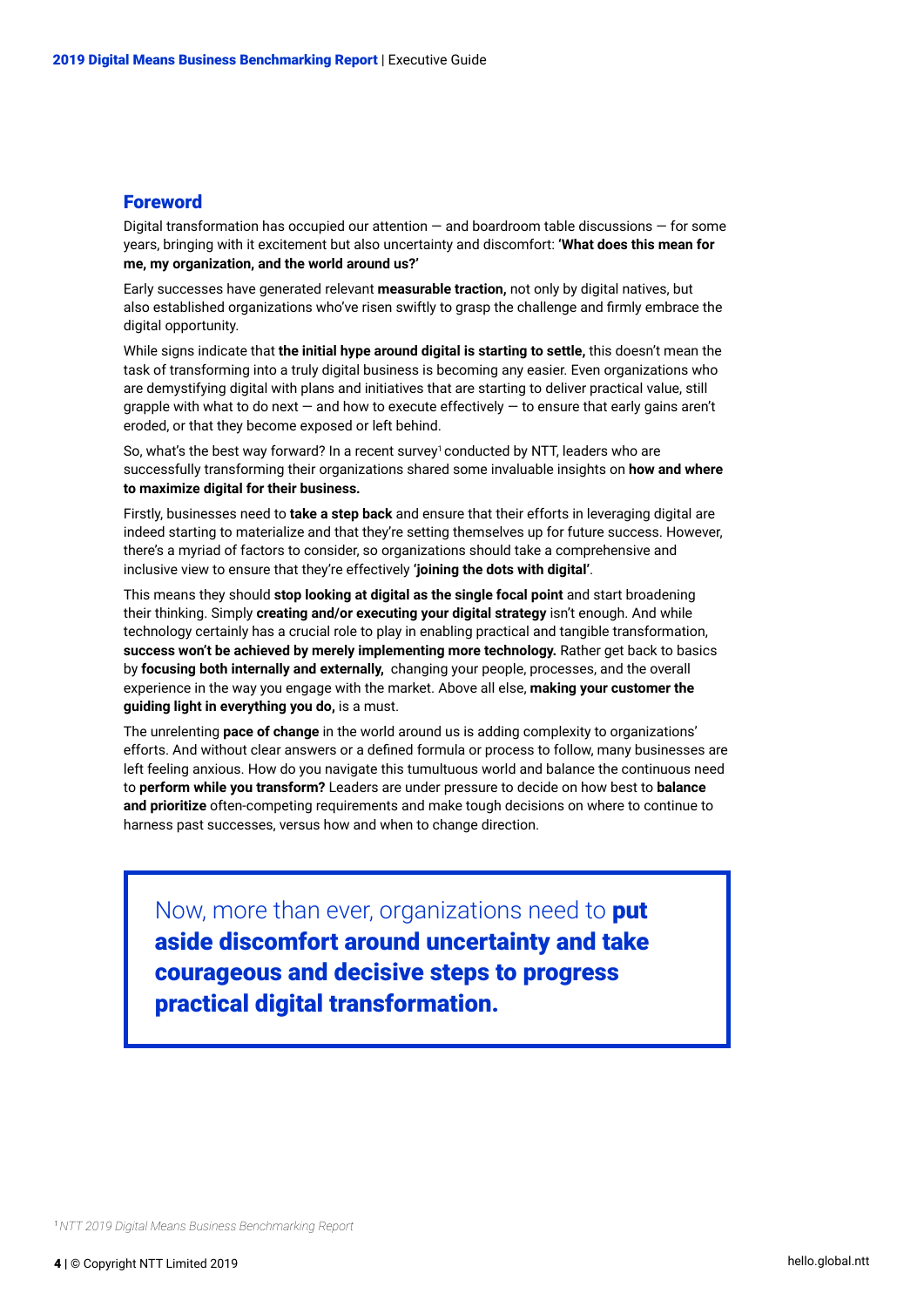## Foreword

Digital transformation has occupied our attention — and boardroom table discussions — for some years, bringing with it excitement but also uncertainty and discomfort: **'What does this mean for me, my organization, and the world around us?'**

Early successes have generated relevant **measurable traction,** not only by digital natives, but also established organizations who've risen swiftly to grasp the challenge and firmly embrace the digital opportunity.

While signs indicate that **the initial hype around digital is starting to settle,** this doesn't mean the task of transforming into a truly digital business is becoming any easier. Even organizations who are demystifying digital with plans and initiatives that are starting to deliver practical value, still grapple with what to do next — and how to execute effectively — to ensure that early gains aren't eroded, or that they become exposed or left behind.

So, what's the best way forward? In a recent survey[1] conducted by NTT, leaders who are successfully transforming their organizations shared some invaluable insights on **how and where to maximize digital for their business.**

Firstly, businesses need to **take a step back** and ensure that their efforts in leveraging digital are indeed starting to materialize and that they're setting themselves up for future success. However, there's a myriad of factors to consider, so organizations should take a comprehensive and inclusive view to ensure that they're effectively **'joining the dots with digital'**.

This means they should **stop looking at digital as the single focal point** and start broadening their thinking. Simply **creating and/or executing your digital strategy** isn't enough. And while technology certainly has a crucial role to play in enabling practical and tangible transformation, **success won't be achieved by merely implementing more technology.** Rather get back to basics by **focusing both internally and externally,** changing your people, processes, and the overall experience in the way you engage with the market. Above all else, **making your customer the guiding light in everything you do,** is a must.

The unrelenting **pace of change** in the world around us is adding complexity to organizations' efforts. And without clear answers or a defined formula or process to follow, many businesses are left feeling anxious. How do you navigate this tumultuous world and balance the continuous need to **perform while you transform?** Leaders are under pressure to decide on how best to **balance and prioritize** often-competing requirements and make tough decisions on where to continue to harness past successes, versus how and when to change direction.

> Now, more than ever, organizations need to **put aside discomfort around uncertainty and take courageous and decisive steps to progress practical digital transformation.**

[1] *NTT 2019 Digital Means Business Benchmarking Report*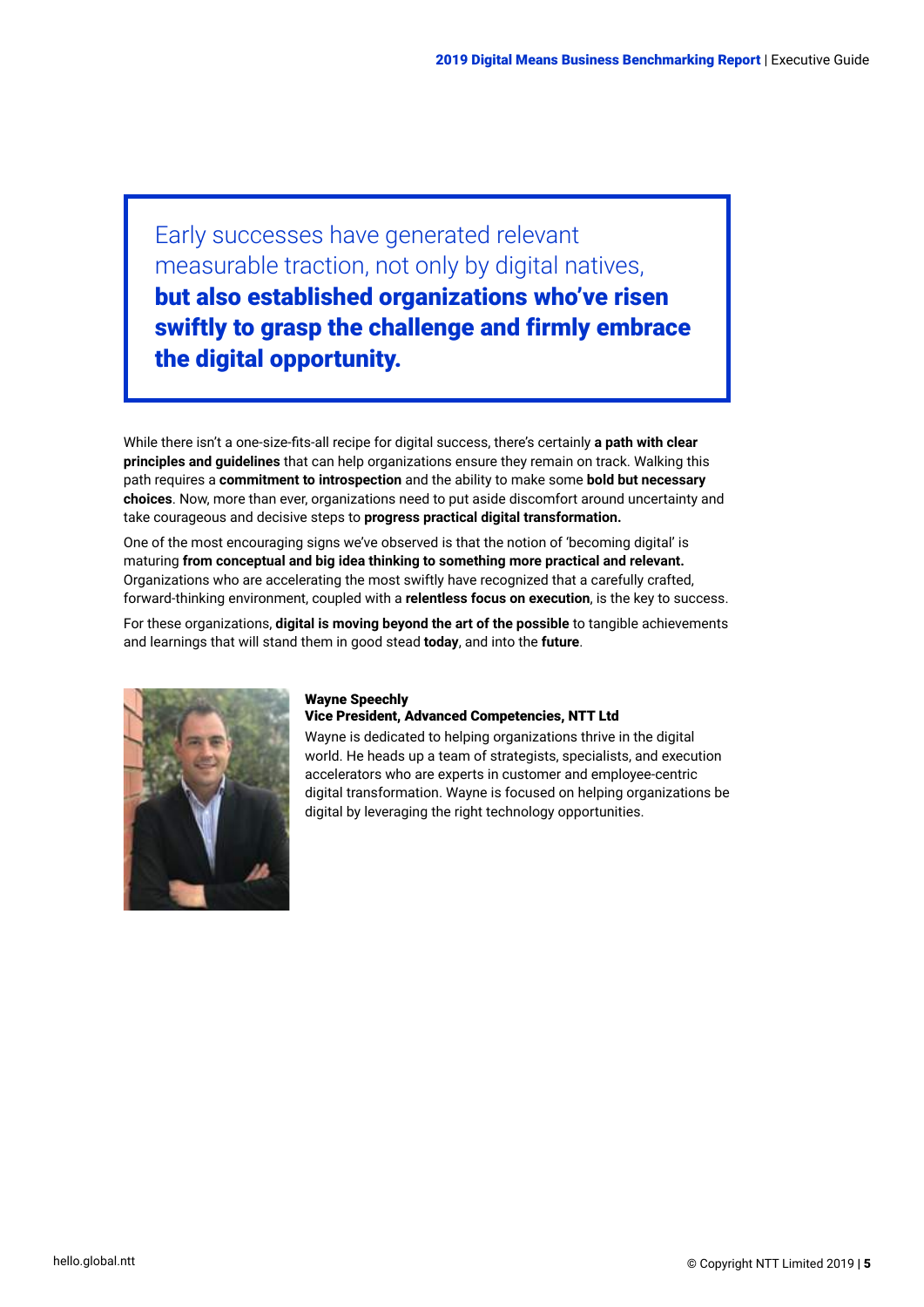> Early successes have generated relevant measurable traction, not only by digital natives, **but also established organizations who've risen swiftly to grasp the challenge and firmly embrace the digital opportunity.**

While there isn't a one-size-fits-all recipe for digital success, there's certainly **a path with clear principles and guidelines** that can help organizations ensure they remain on track. Walking this path requires a **commitment to introspection** and the ability to make some **bold but necessary choices**. Now, more than ever, organizations need to put aside discomfort around uncertainty and take courageous and decisive steps to **progress practical digital transformation.**

One of the most encouraging signs we've observed is that the notion of 'becoming digital' is maturing **from conceptual and big idea thinking to something more practical and relevant.** Organizations who are accelerating the most swiftly have recognized that a carefully crafted, forward-thinking environment, coupled with a **relentless focus on execution**, is the key to success.

For these organizations, **digital is moving beyond the art of the possible** to tangible achievements and learnings that will stand them in good stead **today**, and into the **future**.

**Wayne Speechly**
**Vice President, Advanced Competencies, NTT Ltd**

Wayne is dedicated to helping organizations thrive in the digital world. He heads up a team of strategists, specialists, and execution accelerators who are experts in customer and employee-centric digital transformation. Wayne is focused on helping organizations be digital by leveraging the right technology opportunities.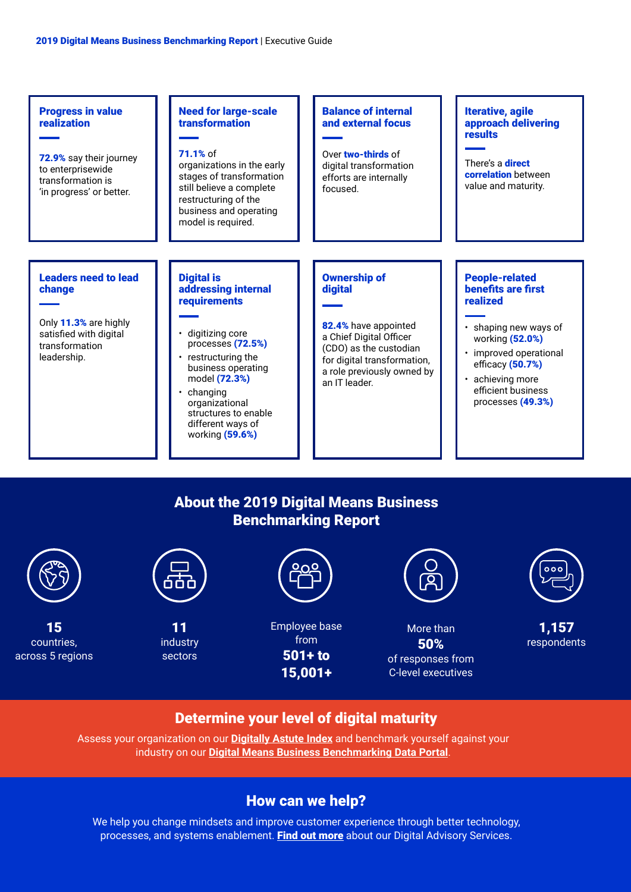### Progress in value realization

**72.9%** say their journey to enterprisewide transformation is 'in progress' or better.

### Need for large-scale transformation

**71.1%** of organizations in the early stages of transformation still believe a complete restructuring of the business and operating model is required.

### Balance of internal and external focus

Over **two-thirds** of digital transformation efforts are internally focused.

### Iterative, agile approach delivering results

There's a **direct correlation** between value and maturity.

### Leaders need to lead change

Only **11.3%** are highly satisfied with digital transformation leadership.

### Digital is addressing internal requirements

- digitizing core processes **(72.5%)**
- restructuring the business operating model **(72.3%)**
- changing organizational structures to enable different ways of working **(59.6%)**

### Ownership of digital

**82.4%** have appointed a Chief Digital Officer (CDO) as the custodian for digital transformation, a role previously owned by an IT leader.

### People-related benefits are first realized

- shaping new ways of working **(52.0%)**
- improved operational efficacy **(50.7%)**
- achieving more efficient business processes **(49.3%)**

## About the 2019 Digital Means Business Benchmarking Report

**15** countries, across 5 regions

**11** industry sectors

Employee base from **501+ to 15,001+**

More than **50%** of responses from C-level executives

**1,157** respondents

## Determine your level of digital maturity

Assess your organization on our **Digitally Astute Index** and benchmark yourself against your industry on our **Digital Means Business Benchmarking Data Portal**.

## How can we help?

We help you change mindsets and improve customer experience through better technology, processes, and systems enablement. **Find out more** about our Digital Advisory Services.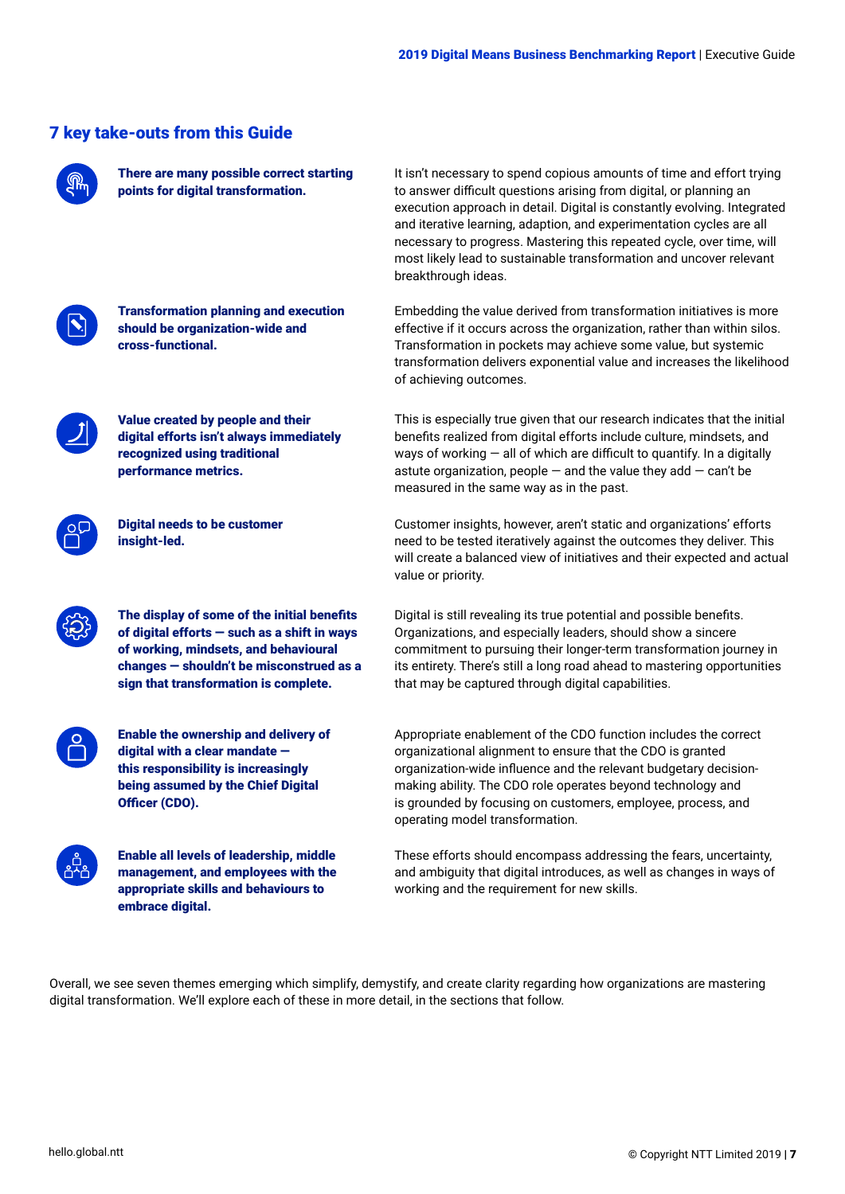## 7 key take-outs from this Guide

**There are many possible correct starting points for digital transformation.**

It isn't necessary to spend copious amounts of time and effort trying to answer difficult questions arising from digital, or planning an execution approach in detail. Digital is constantly evolving. Integrated and iterative learning, adaption, and experimentation cycles are all necessary to progress. Mastering this repeated cycle, over time, will most likely lead to sustainable transformation and uncover relevant breakthrough ideas.

**Transformation planning and execution should be organization-wide and cross-functional.**

Embedding the value derived from transformation initiatives is more effective if it occurs across the organization, rather than within silos. Transformation in pockets may achieve some value, but systemic transformation delivers exponential value and increases the likelihood of achieving outcomes.

**Value created by people and their digital efforts isn't always immediately recognized using traditional performance metrics.**

This is especially true given that our research indicates that the initial benefits realized from digital efforts include culture, mindsets, and ways of working — all of which are difficult to quantify. In a digitally astute organization, people — and the value they add — can't be measured in the same way as in the past.

**Digital needs to be customer insight-led.**

Customer insights, however, aren't static and organizations' efforts need to be tested iteratively against the outcomes they deliver. This will create a balanced view of initiatives and their expected and actual value or priority.

**The display of some of the initial benefits of digital efforts — such as a shift in ways of working, mindsets, and behavioural changes — shouldn't be misconstrued as a sign that transformation is complete.**

Digital is still revealing its true potential and possible benefits. Organizations, and especially leaders, should show a sincere commitment to pursuing their longer-term transformation journey in its entirety. There's still a long road ahead to mastering opportunities that may be captured through digital capabilities.

**Enable the ownership and delivery of digital with a clear mandate — this responsibility is increasingly being assumed by the Chief Digital Officer (CDO).**

Appropriate enablement of the CDO function includes the correct organizational alignment to ensure that the CDO is granted organization-wide influence and the relevant budgetary decision-making ability. The CDO role operates beyond technology and is grounded by focusing on customers, employee, process, and operating model transformation.

**Enable all levels of leadership, middle management, and employees with the appropriate skills and behaviours to embrace digital.**

These efforts should encompass addressing the fears, uncertainty, and ambiguity that digital introduces, as well as changes in ways of working and the requirement for new skills.

Overall, we see seven themes emerging which simplify, demystify, and create clarity regarding how organizations are mastering digital transformation. We'll explore each of these in more detail, in the sections that follow.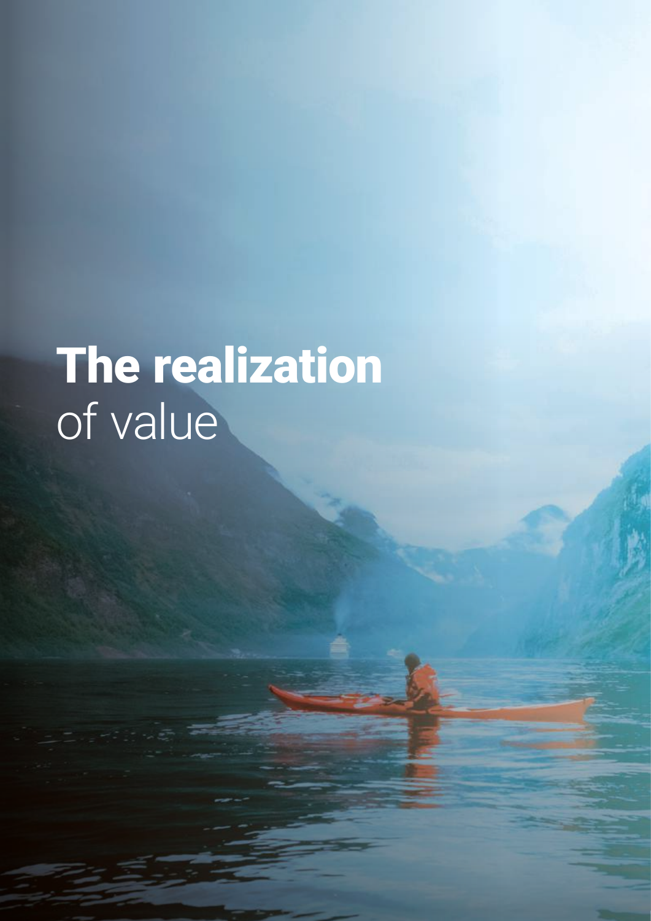# The realization of value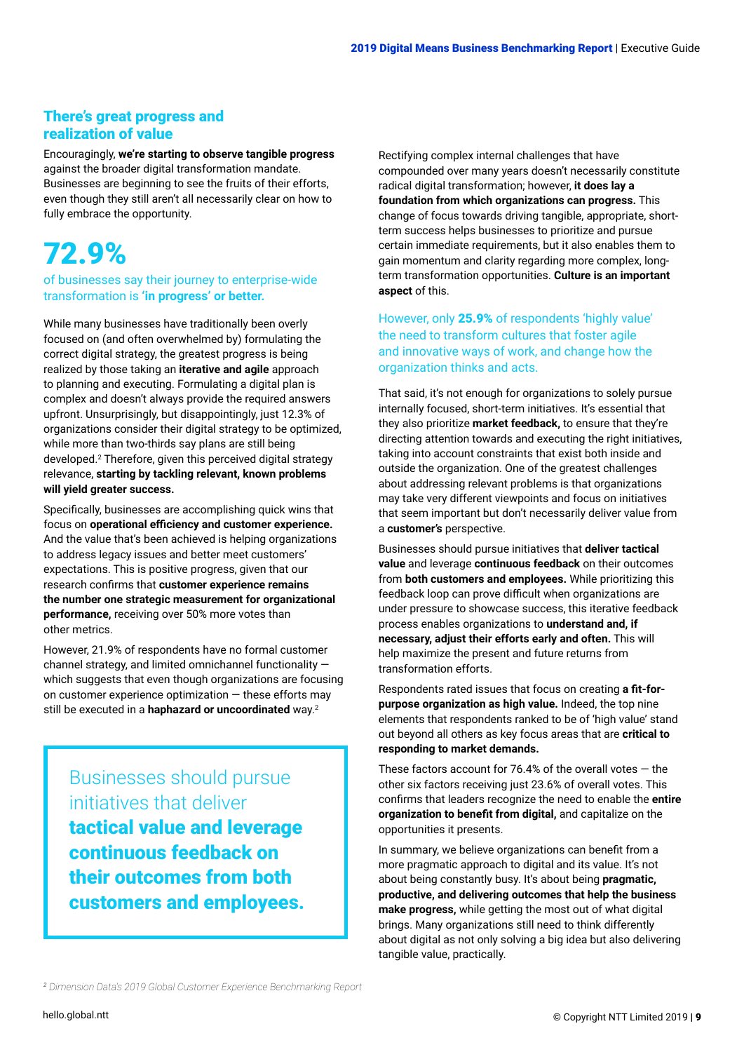## There's great progress and realization of value

Encouragingly, **we're starting to observe tangible progress** against the broader digital transformation mandate. Businesses are beginning to see the fruits of their efforts, even though they still aren't all necessarily clear on how to fully embrace the opportunity.

# 72.9%

of businesses say their journey to enterprise-wide transformation is **'in progress' or better.**

While many businesses have traditionally been overly focused on (and often overwhelmed by) formulating the correct digital strategy, the greatest progress is being realized by those taking an **iterative and agile** approach to planning and executing. Formulating a digital plan is complex and doesn't always provide the required answers upfront. Unsurprisingly, but disappointingly, just 12.3% of organizations consider their digital strategy to be optimized, while more than two-thirds say plans are still being developed.[2] Therefore, given this perceived digital strategy relevance, **starting by tackling relevant, known problems will yield greater success.**

Specifically, businesses are accomplishing quick wins that focus on **operational efficiency and customer experience.** And the value that's been achieved is helping organizations to address legacy issues and better meet customers' expectations. This is positive progress, given that our research confirms that **customer experience remains the number one strategic measurement for organizational performance,** receiving over 50% more votes than other metrics.

However, 21.9% of respondents have no formal customer channel strategy, and limited omnichannel functionality — which suggests that even though organizations are focusing on customer experience optimization — these efforts may still be executed in a **haphazard or uncoordinated** way.[2]

> Businesses should pursue initiatives that deliver **tactical value and leverage continuous feedback on their outcomes from both customers and employees.**

Rectifying complex internal challenges that have compounded over many years doesn't necessarily constitute radical digital transformation; however, **it does lay a foundation from which organizations can progress.** This change of focus towards driving tangible, appropriate, short-term success helps businesses to prioritize and pursue certain immediate requirements, but it also enables them to gain momentum and clarity regarding more complex, long-term transformation opportunities. **Culture is an important aspect** of this.

However, only **25.9%** of respondents 'highly value' the need to transform cultures that foster agile and innovative ways of work, and change how the organization thinks and acts.

That said, it's not enough for organizations to solely pursue internally focused, short-term initiatives. It's essential that they also prioritize **market feedback,** to ensure that they're directing attention towards and executing the right initiatives, taking into account constraints that exist both inside and outside the organization. One of the greatest challenges about addressing relevant problems is that organizations may take very different viewpoints and focus on initiatives that seem important but don't necessarily deliver value from a **customer's** perspective.

Businesses should pursue initiatives that **deliver tactical value** and leverage **continuous feedback** on their outcomes from **both customers and employees.** While prioritizing this feedback loop can prove difficult when organizations are under pressure to showcase success, this iterative feedback process enables organizations to **understand and, if necessary, adjust their efforts early and often.** This will help maximize the present and future returns from transformation efforts.

Respondents rated issues that focus on creating **a fit-for-purpose organization as high value.** Indeed, the top nine elements that respondents ranked to be of 'high value' stand out beyond all others as key focus areas that are **critical to responding to market demands.**

These factors account for 76.4% of the overall votes — the other six factors receiving just 23.6% of overall votes. This confirms that leaders recognize the need to enable the **entire organization to benefit from digital,** and capitalize on the opportunities it presents.

In summary, we believe organizations can benefit from a more pragmatic approach to digital and its value. It's not about being constantly busy. It's about being **pragmatic, productive, and delivering outcomes that help the business make progress,** while getting the most out of what digital brings. Many organizations still need to think differently about digital as not only solving a big idea but also delivering tangible value, practically.

[2] *Dimension Data's 2019 Global Customer Experience Benchmarking Report*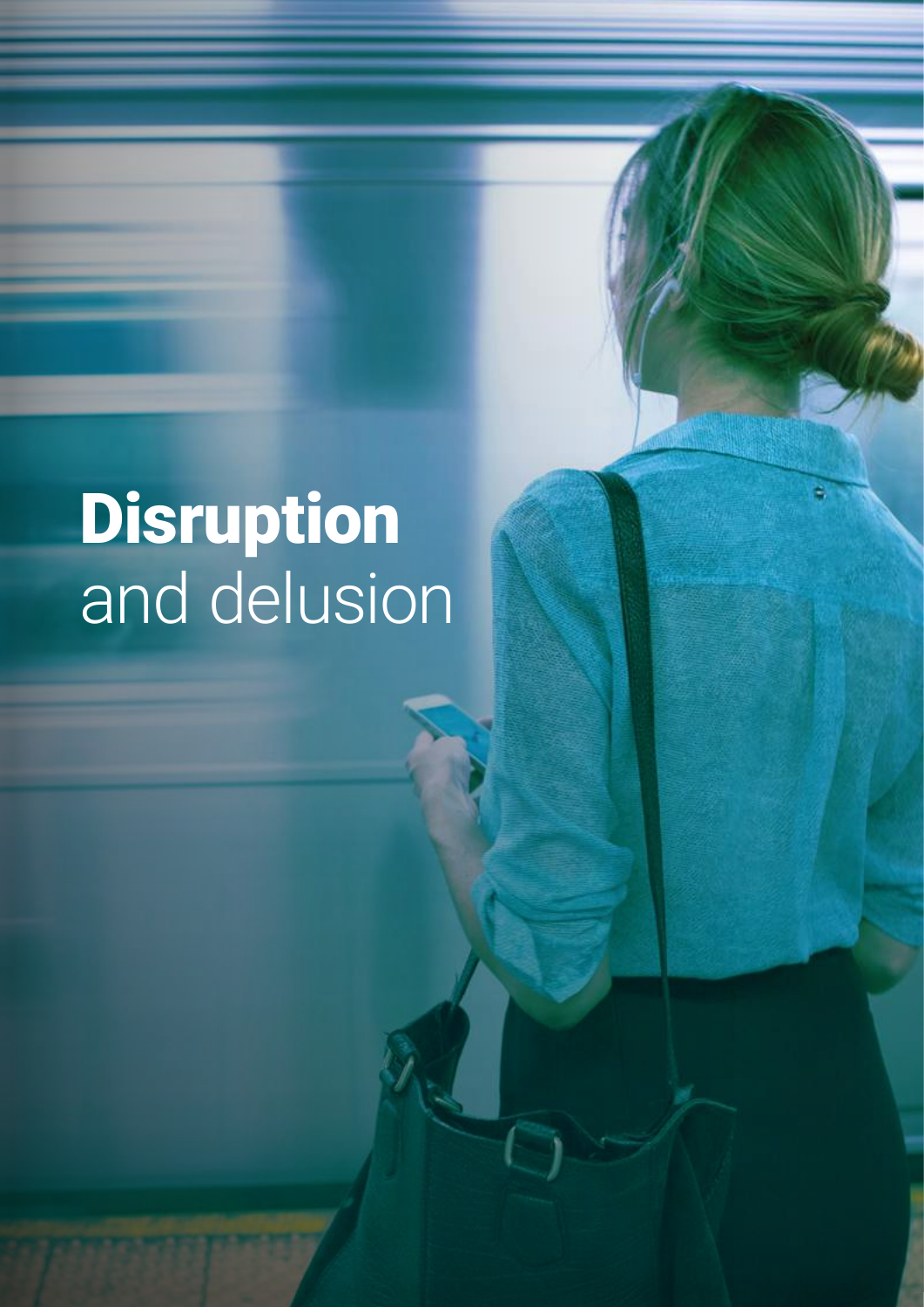# **Disruption** and delusion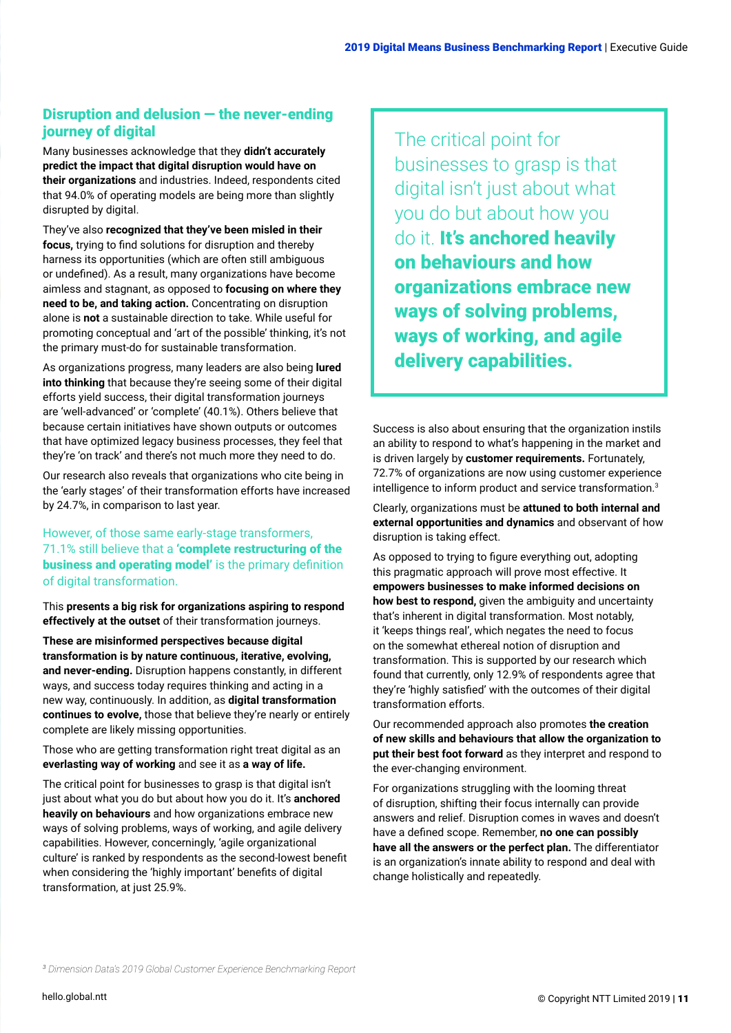## Disruption and delusion — the never-ending journey of digital

Many businesses acknowledge that they **didn't accurately predict the impact that digital disruption would have on their organizations** and industries. Indeed, respondents cited that 94.0% of operating models are being more than slightly disrupted by digital.

They've also **recognized that they've been misled in their focus,** trying to find solutions for disruption and thereby harness its opportunities (which are often still ambiguous or undefined). As a result, many organizations have become aimless and stagnant, as opposed to **focusing on where they need to be, and taking action.** Concentrating on disruption alone is **not** a sustainable direction to take. While useful for promoting conceptual and 'art of the possible' thinking, it's not the primary must-do for sustainable transformation.

As organizations progress, many leaders are also being **lured into thinking** that because they're seeing some of their digital efforts yield success, their digital transformation journeys are 'well-advanced' or 'complete' (40.1%). Others believe that because certain initiatives have shown outputs or outcomes that have optimized legacy business processes, they feel that they're 'on track' and there's not much more they need to do.

Our research also reveals that organizations who cite being in the 'early stages' of their transformation efforts have increased by 24.7%, in comparison to last year.

However, of those same early-stage transformers, 71.1% still believe that a **'complete restructuring of the business and operating model'** is the primary definition of digital transformation.

This **presents a big risk for organizations aspiring to respond effectively at the outset** of their transformation journeys.

**These are misinformed perspectives because digital transformation is by nature continuous, iterative, evolving, and never-ending.** Disruption happens constantly, in different ways, and success today requires thinking and acting in a new way, continuously. In addition, as **digital transformation continues to evolve,** those that believe they're nearly or entirely complete are likely missing opportunities.

Those who are getting transformation right treat digital as an **everlasting way of working** and see it as **a way of life.**

The critical point for businesses to grasp is that digital isn't just about what you do but about how you do it. It's **anchored heavily on behaviours** and how organizations embrace new ways of solving problems, ways of working, and agile delivery capabilities. However, concerningly, 'agile organizational culture' is ranked by respondents as the second-lowest benefit when considering the 'highly important' benefits of digital transformation, at just 25.9%.

> The critical point for businesses to grasp is that digital isn't just about what you do but about how you do it. **It's anchored heavily on behaviours and how organizations embrace new ways of solving problems, ways of working, and agile delivery capabilities.**

Success is also about ensuring that the organization instils an ability to respond to what's happening in the market and is driven largely by **customer requirements.** Fortunately, 72.7% of organizations are now using customer experience intelligence to inform product and service transformation.[3]

Clearly, organizations must be **attuned to both internal and external opportunities and dynamics** and observant of how disruption is taking effect.

As opposed to trying to figure everything out, adopting this pragmatic approach will prove most effective. It **empowers businesses to make informed decisions on how best to respond,** given the ambiguity and uncertainty that's inherent in digital transformation. Most notably, it 'keeps things real', which negates the need to focus on the somewhat ethereal notion of disruption and transformation. This is supported by our research which found that currently, only 12.9% of respondents agree that they're 'highly satisfied' with the outcomes of their digital transformation efforts.

Our recommended approach also promotes **the creation of new skills and behaviours that allow the organization to put their best foot forward** as they interpret and respond to the ever-changing environment.

For organizations struggling with the looming threat of disruption, shifting their focus internally can provide answers and relief. Disruption comes in waves and doesn't have a defined scope. Remember, **no one can possibly have all the answers or the perfect plan.** The differentiator is an organization's innate ability to respond and deal with change holistically and repeatedly.

*[3] Dimension Data's 2019 Global Customer Experience Benchmarking Report*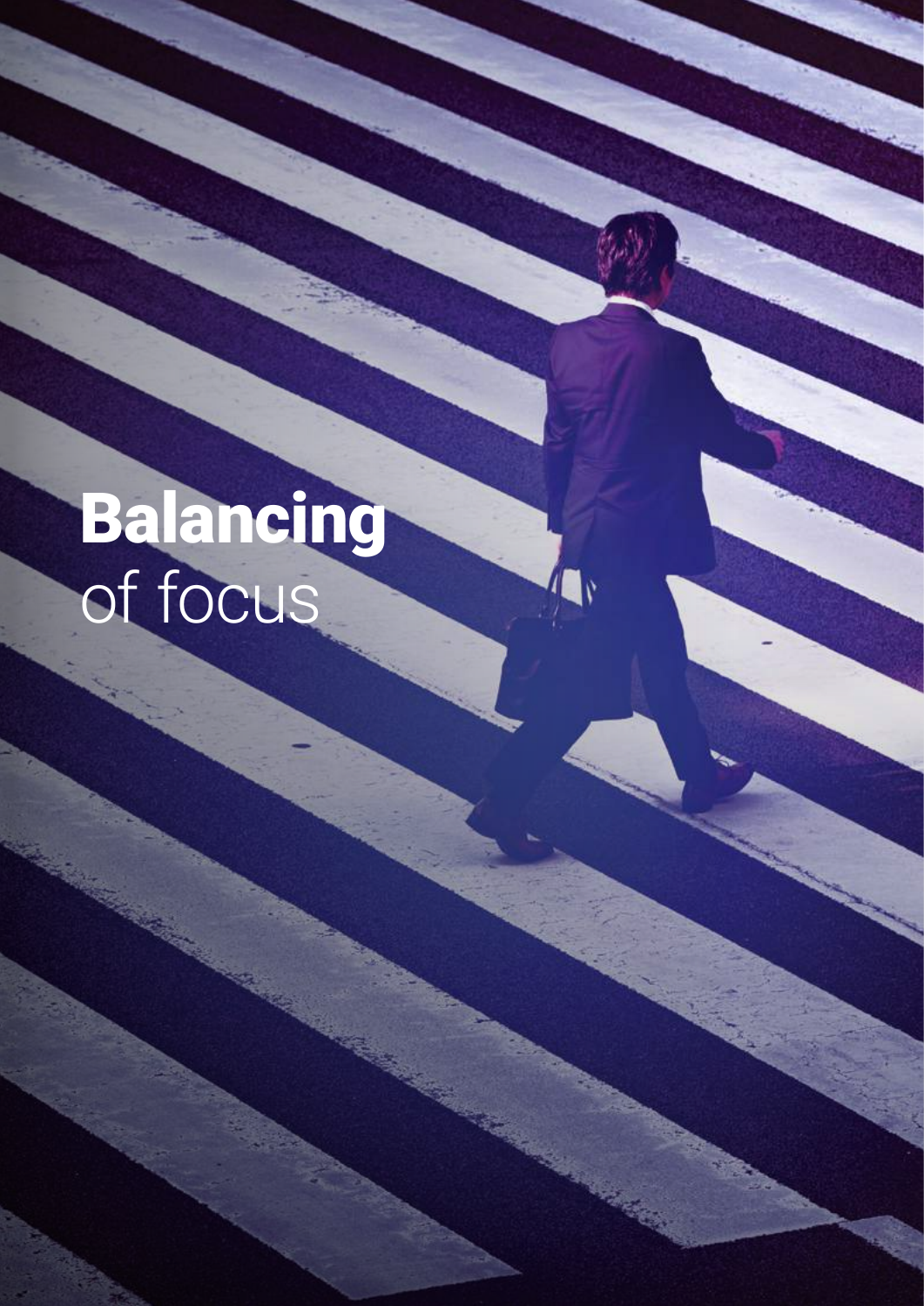# **Balancing** of focus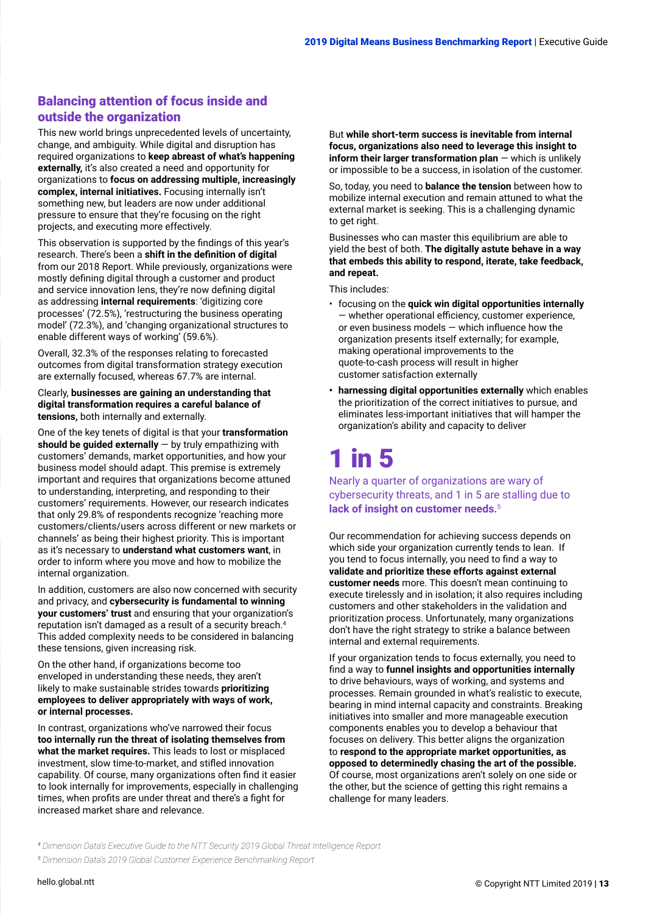## Balancing attention of focus inside and outside the organization

This new world brings unprecedented levels of uncertainty, change, and ambiguity. While digital and disruption has required organizations to **keep abreast of what's happening externally,** it's also created a need and opportunity for organizations to **focus on addressing multiple, increasingly complex, internal initiatives.** Focusing internally isn't something new, but leaders are now under additional pressure to ensure that they're focusing on the right projects, and executing more effectively.

This observation is supported by the findings of this year's research. There's been a **shift in the definition of digital** from our 2018 Report. While previously, organizations were mostly defining digital through a customer and product and service innovation lens, they're now defining digital as addressing **internal requirements**: 'digitizing core processes' (72.5%), 'restructuring the business operating model' (72.3%), and 'changing organizational structures to enable different ways of working' (59.6%).

Overall, 32.3% of the responses relating to forecasted outcomes from digital transformation strategy execution are externally focused, whereas 67.7% are internal.

Clearly, **businesses are gaining an understanding that digital transformation requires a careful balance of tensions,** both internally and externally.

One of the key tenets of digital is that your **transformation should be guided externally** — by truly empathizing with customers' demands, market opportunities, and how your business model should adapt. This premise is extremely important and requires that organizations become attuned to understanding, interpreting, and responding to their customers' requirements. However, our research indicates that only 29.8% of respondents recognize 'reaching more customers/clients/users across different or new markets or channels' as being their highest priority. This is important as it's necessary to **understand what customers want**, in order to inform where you move and how to mobilize the internal organization.

In addition, customers are also now concerned with security and privacy, and **cybersecurity is fundamental to winning your customers' trust** and ensuring that your organization's reputation isn't damaged as a result of a security breach.[4] This added complexity needs to be considered in balancing these tensions, given increasing risk.

On the other hand, if organizations become too enveloped in understanding these needs, they aren't likely to make sustainable strides towards **prioritizing employees to deliver appropriately with ways of work, or internal processes.**

In contrast, organizations who've narrowed their focus **too internally run the threat of isolating themselves from what the market requires.** This leads to lost or misplaced investment, slow time-to-market, and stifled innovation capability. Of course, many organizations often find it easier to look internally for improvements, especially in challenging times, when profits are under threat and there's a fight for increased market share and relevance.

But **while short-term success is inevitable from internal focus, organizations also need to leverage this insight to inform their larger transformation plan** — which is unlikely or impossible to be a success, in isolation of the customer.

So, today, you need to **balance the tension** between how to mobilize internal execution and remain attuned to what the external market is seeking. This is a challenging dynamic to get right.

Businesses who can master this equilibrium are able to yield the best of both. **The digitally astute behave in a way that embeds this ability to respond, iterate, take feedback, and repeat.**

This includes:

- focusing on the **quick win digital opportunities internally** — whether operational efficiency, customer experience, or even business models — which influence how the organization presents itself externally; for example, making operational improvements to the quote-to-cash process will result in higher customer satisfaction externally
- **harnessing digital opportunities externally** which enables the prioritization of the correct initiatives to pursue, and eliminates less-important initiatives that will hamper the organization's ability and capacity to deliver

# 1 in 5

Nearly a quarter of organizations are wary of cybersecurity threats, and 1 in 5 are stalling due to **lack of insight on customer needs.**[5]

Our recommendation for achieving success depends on which side your organization currently tends to lean. If you tend to focus internally, you need to find a way to **validate and prioritize these efforts against external customer needs** more. This doesn't mean continuing to execute tirelessly and in isolation; it also requires including customers and other stakeholders in the validation and prioritization process. Unfortunately, many organizations don't have the right strategy to strike a balance between internal and external requirements.

If your organization tends to focus externally, you need to find a way to **funnel insights and opportunities internally** to drive behaviours, ways of working, and systems and processes. Remain grounded in what's realistic to execute, bearing in mind internal capacity and constraints. Breaking initiatives into smaller and more manageable execution components enables you to develop a behaviour that focuses on delivery. This better aligns the organization to **respond to the appropriate market opportunities, as opposed to determinedly chasing the art of the possible.** Of course, most organizations aren't solely on one side or the other, but the science of getting this right remains a challenge for many leaders.

*[4] Dimension Data's Executive Guide to the NTT Security 2019 Global Threat Intelligence Report*

*[5] Dimension Data's 2019 Global Customer Experience Benchmarking Report*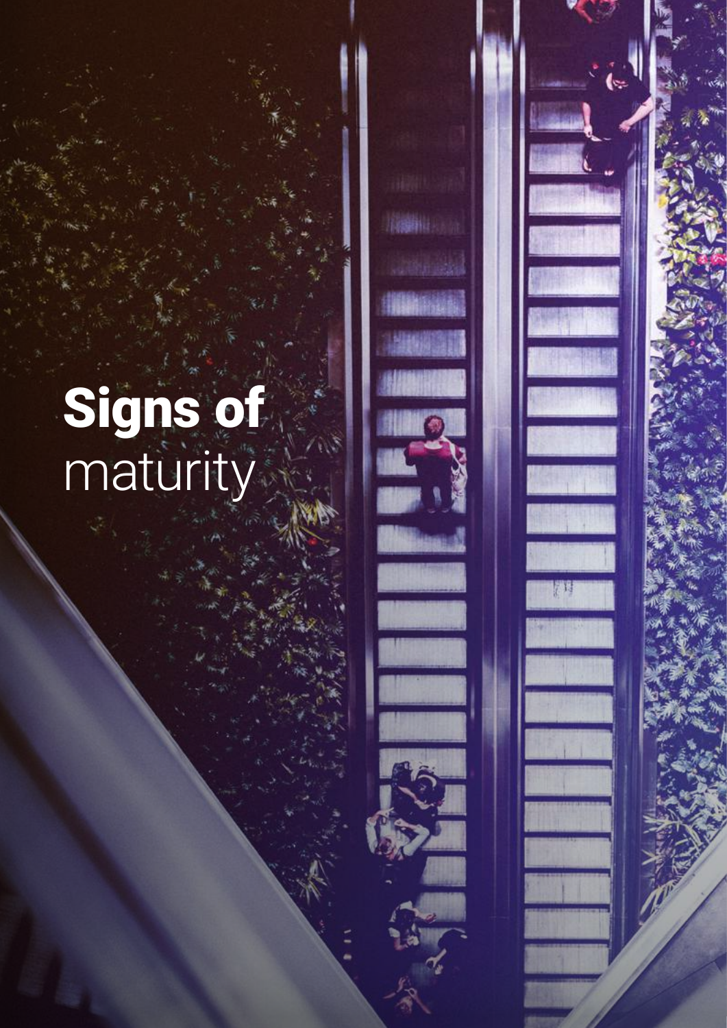# **Signs of** maturity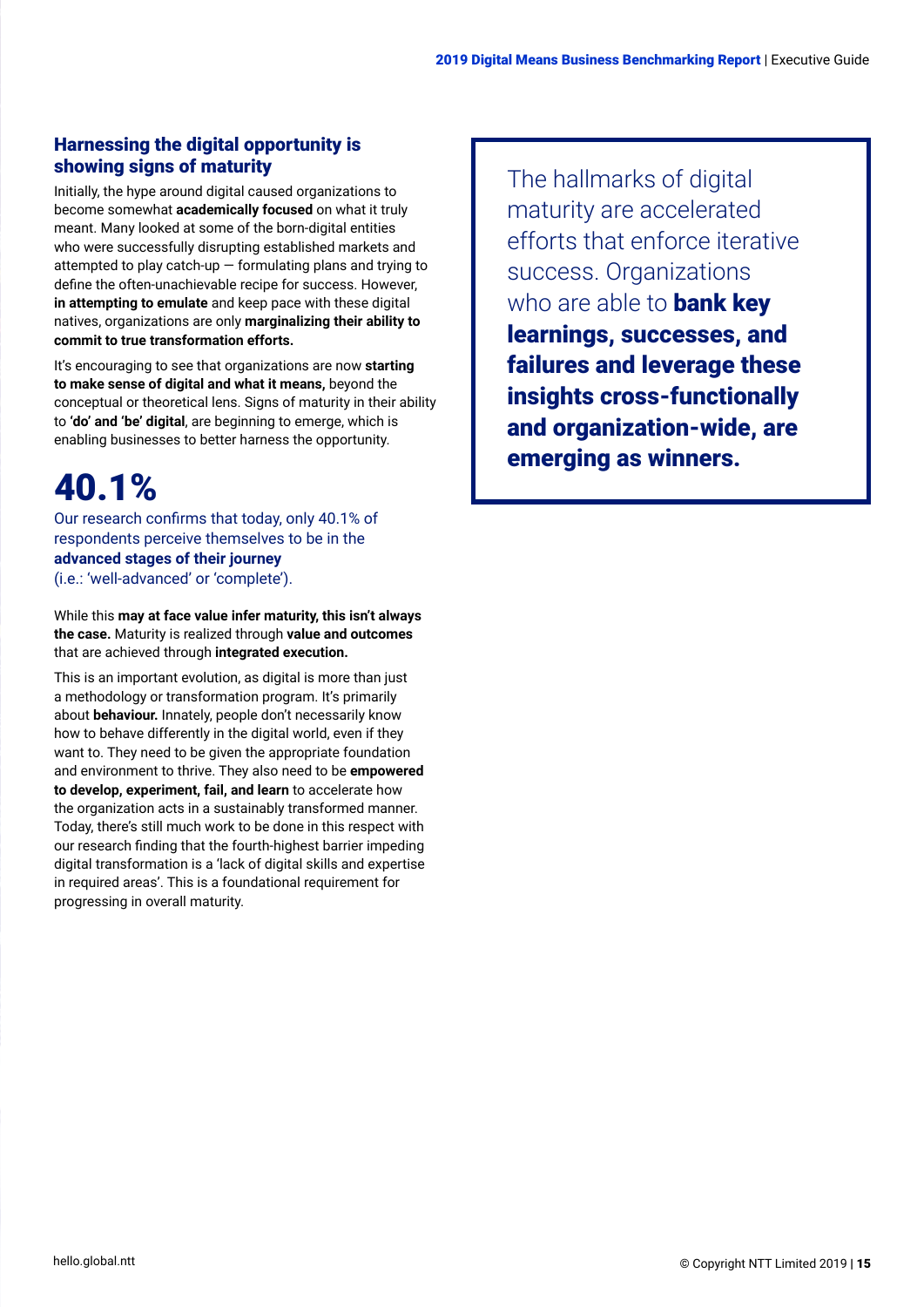## Harnessing the digital opportunity is showing signs of maturity

Initially, the hype around digital caused organizations to become somewhat **academically focused** on what it truly meant. Many looked at some of the born-digital entities who were successfully disrupting established markets and attempted to play catch-up — formulating plans and trying to define the often-unachievable recipe for success. However, **in attempting to emulate** and keep pace with these digital natives, organizations are only **marginalizing their ability to commit to true transformation efforts.**

It's encouraging to see that organizations are now **starting to make sense of digital and what it means,** beyond the conceptual or theoretical lens. Signs of maturity in their ability to **'do' and 'be' digital**, are beginning to emerge, which is enabling businesses to better harness the opportunity.

# 40.1%

Our research confirms that today, only 40.1% of respondents perceive themselves to be in the **advanced stages of their journey** (i.e.: 'well-advanced' or 'complete').

While this **may at face value infer maturity, this isn't always the case.** Maturity is realized through **value and outcomes** that are achieved through **integrated execution.**

This is an important evolution, as digital is more than just a methodology or transformation program. It's primarily about **behaviour.** Innately, people don't necessarily know how to behave differently in the digital world, even if they want to. They need to be given the appropriate foundation and environment to thrive. They also need to be **empowered to develop, experiment, fail, and learn** to accelerate how the organization acts in a sustainably transformed manner. Today, there's still much work to be done in this respect with our research finding that the fourth-highest barrier impeding digital transformation is a 'lack of digital skills and expertise in required areas'. This is a foundational requirement for progressing in overall maturity.

> The hallmarks of digital maturity are accelerated efforts that enforce iterative success. Organizations who are able to **bank key learnings, successes, and failures and leverage these insights cross-functionally and organization-wide, are emerging as winners.**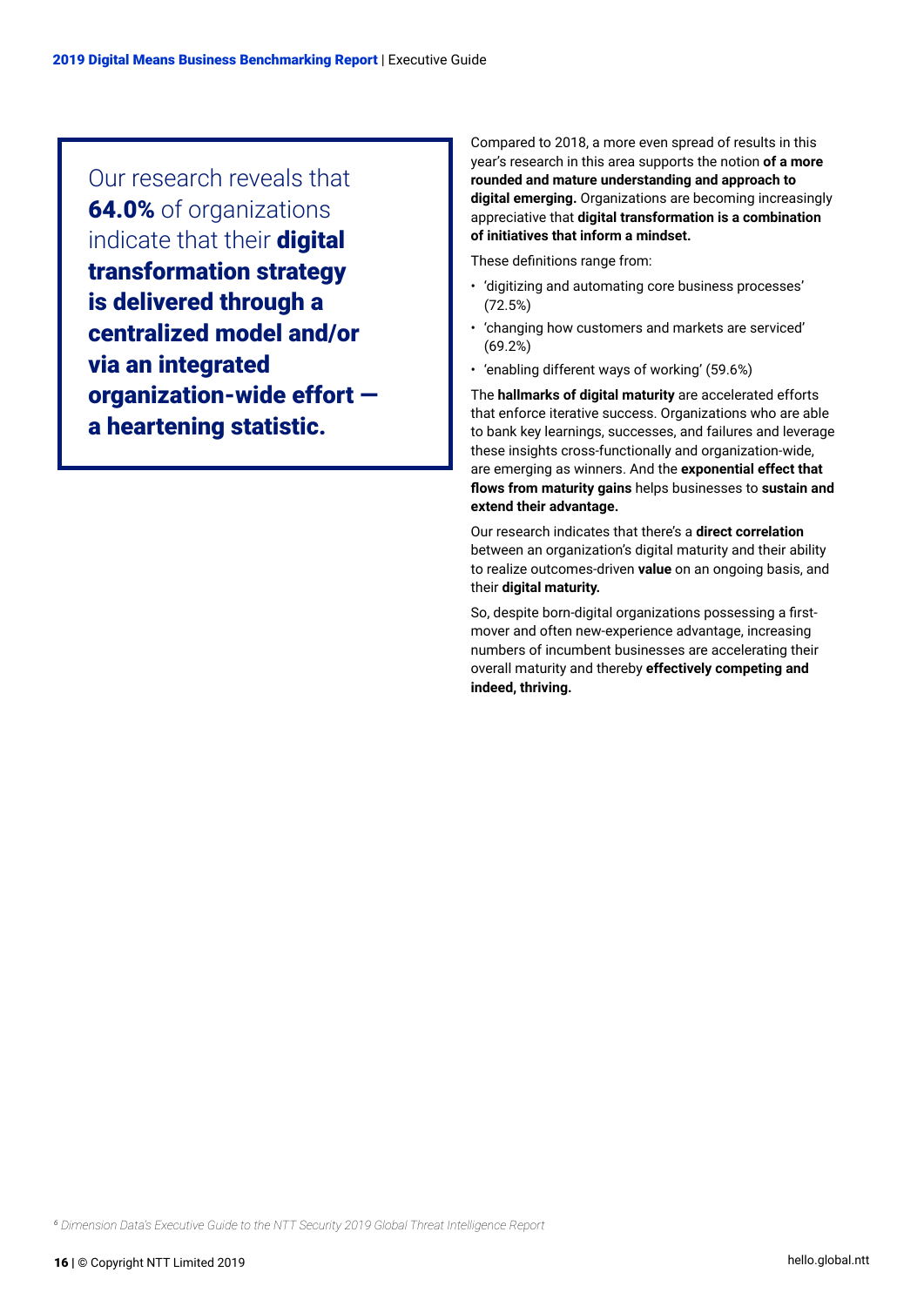> Our research reveals that **64.0%** of organizations indicate that their **digital transformation strategy is delivered through a centralized model and/or via an integrated organization-wide effort — a heartening statistic.**

Compared to 2018, a more even spread of results in this year's research in this area supports the notion **of a more rounded and mature understanding and approach to digital emerging.** Organizations are becoming increasingly appreciative that **digital transformation is a combination of initiatives that inform a mindset.**

These definitions range from:

- 'digitizing and automating core business processes' (72.5%)
- 'changing how customers and markets are serviced' (69.2%)
- 'enabling different ways of working' (59.6%)

The **hallmarks of digital maturity** are accelerated efforts that enforce iterative success. Organizations who are able to bank key learnings, successes, and failures and leverage these insights cross-functionally and organization-wide, are emerging as winners. And the **exponential effect that flows from maturity gains** helps businesses to **sustain and extend their advantage.**

Our research indicates that there's a **direct correlation** between an organization's digital maturity and their ability to realize outcomes-driven **value** on an ongoing basis, and their **digital maturity.**

So, despite born-digital organizations possessing a first-mover and often new-experience advantage, increasing numbers of incumbent businesses are accelerating their overall maturity and thereby **effectively competing and indeed, thriving.**

[6] *Dimension Data's Executive Guide to the NTT Security 2019 Global Threat Intelligence Report*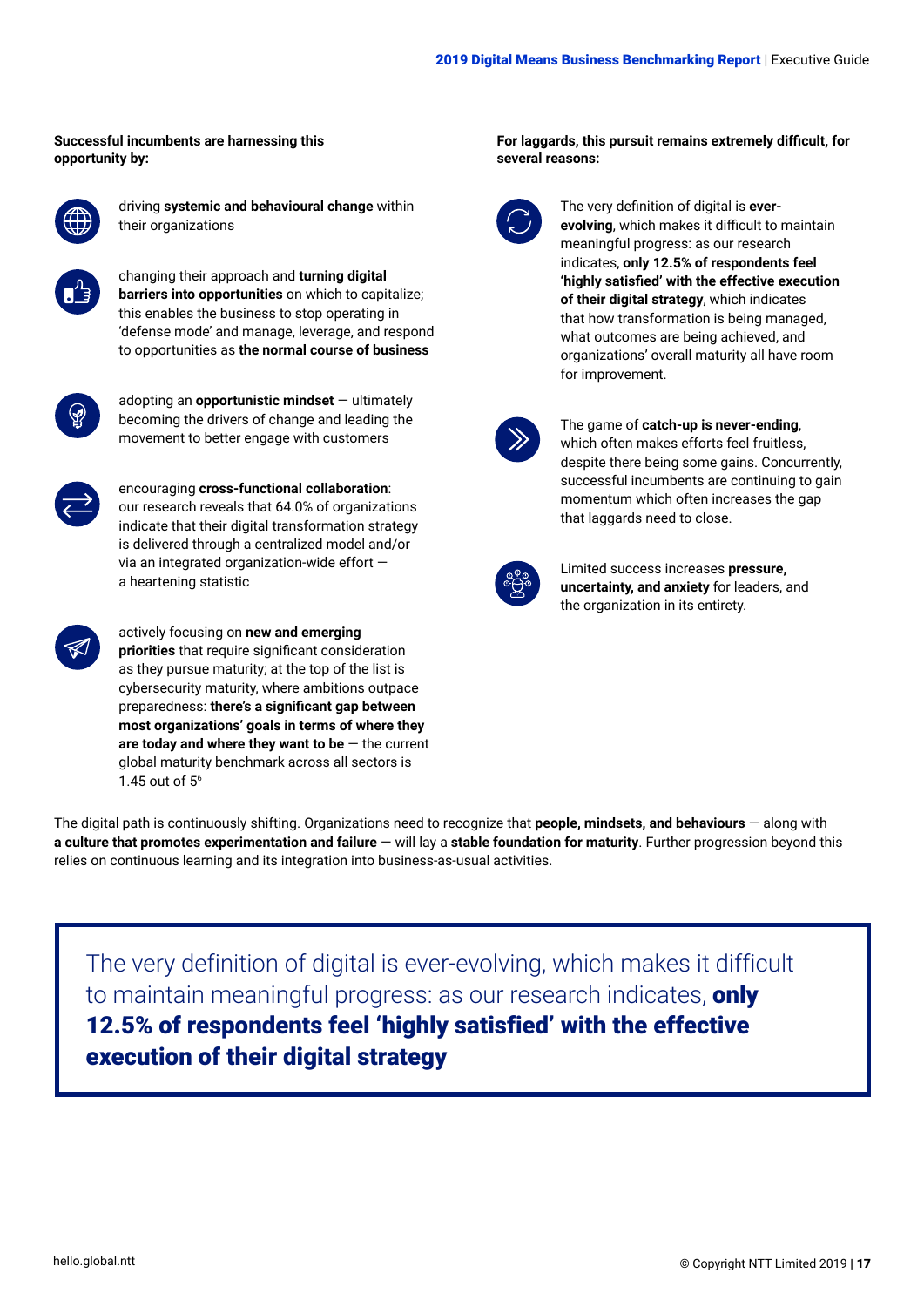**Successful incumbents are harnessing this opportunity by:**

- driving **systemic and behavioural change** within their organizations
- changing their approach and **turning digital barriers into opportunities** on which to capitalize; this enables the business to stop operating in 'defense mode' and manage, leverage, and respond to opportunities as **the normal course of business**
- adopting an **opportunistic mindset** — ultimately becoming the drivers of change and leading the movement to better engage with customers
- encouraging **cross-functional collaboration**: our research reveals that 64.0% of organizations indicate that their digital transformation strategy is delivered through a centralized model and/or via an integrated organization-wide effort — a heartening statistic
- actively focusing on **new and emerging priorities** that require significant consideration as they pursue maturity; at the top of the list is cybersecurity maturity, where ambitions outpace preparedness: **there's a significant gap between most organizations' goals in terms of where they are today and where they want to be** — the current global maturity benchmark across all sectors is 1.45 out of 5[6]

**For laggards, this pursuit remains extremely difficult, for several reasons:**

- The very definition of digital is **ever-evolving**, which makes it difficult to maintain meaningful progress: as our research indicates, **only 12.5% of respondents feel 'highly satisfied' with the effective execution of their digital strategy**, which indicates that how transformation is being managed, what outcomes are being achieved, and organizations' overall maturity all have room for improvement.
- The game of **catch-up is never-ending**, which often makes efforts feel fruitless, despite there being some gains. Concurrently, successful incumbents are continuing to gain momentum which often increases the gap that laggards need to close.
- Limited success increases **pressure, uncertainty, and anxiety** for leaders, and the organization in its entirety.

The digital path is continuously shifting. Organizations need to recognize that **people, mindsets, and behaviours** — along with **a culture that promotes experimentation and failure** — will lay a **stable foundation for maturity**. Further progression beyond this relies on continuous learning and its integration into business-as-usual activities.

> The very definition of digital is ever-evolving, which makes it difficult to maintain meaningful progress: as our research indicates, **only 12.5% of respondents feel 'highly satisfied' with the effective execution of their digital strategy**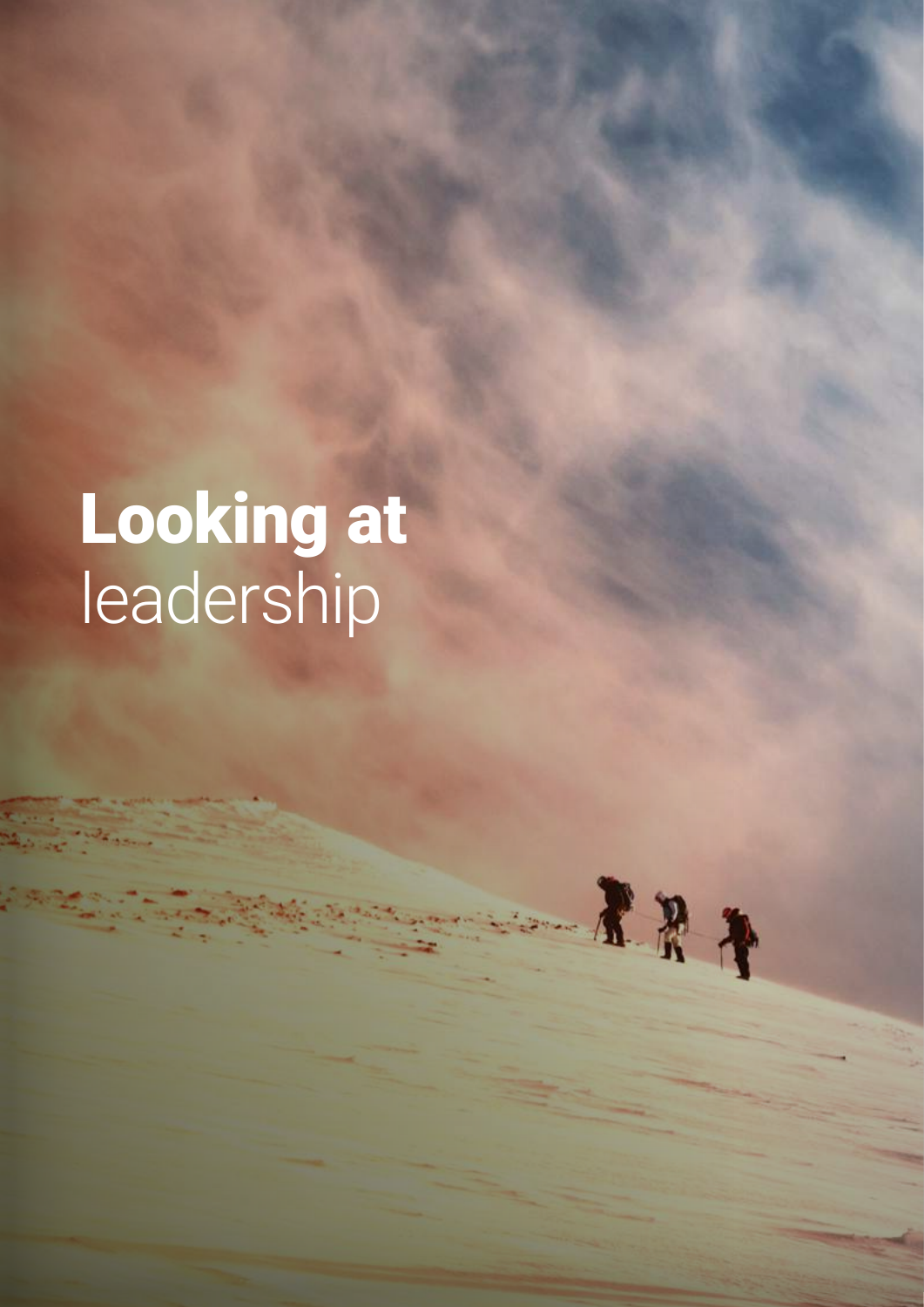# Looking at leadership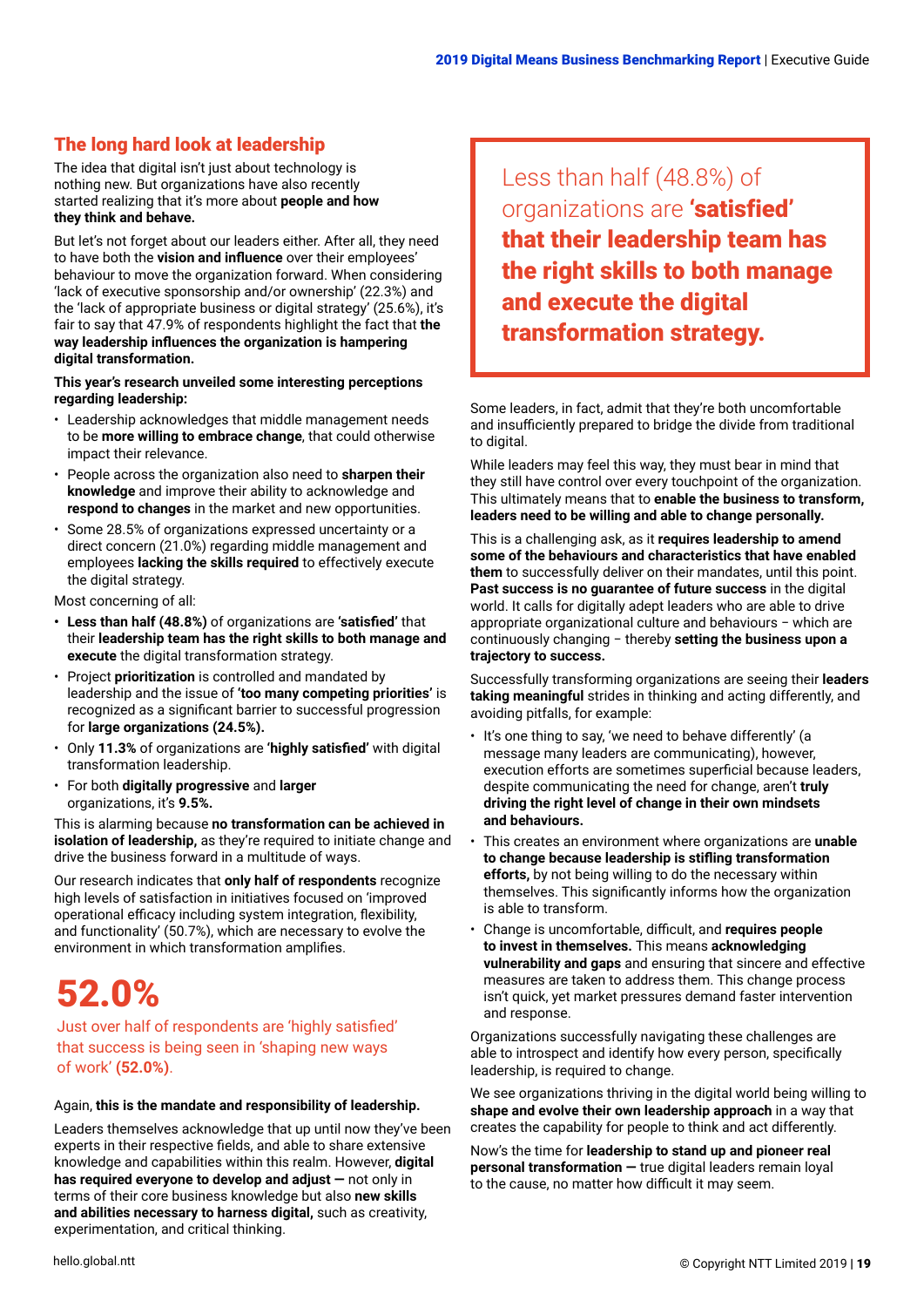## The long hard look at leadership

The idea that digital isn't just about technology is nothing new. But organizations have also recently started realizing that it's more about **people and how they think and behave.**

But let's not forget about our leaders either. After all, they need to have both the **vision and influence** over their employees' behaviour to move the organization forward. When considering 'lack of executive sponsorship and/or ownership' (22.3%) and the 'lack of appropriate business or digital strategy' (25.6%), it's fair to say that 47.9% of respondents highlight the fact that **the way leadership influences the organization is hampering digital transformation.**

**This year's research unveiled some interesting perceptions regarding leadership:**

- Leadership acknowledges that middle management needs to be **more willing to embrace change**, that could otherwise impact their relevance.
- People across the organization also need to **sharpen their knowledge** and improve their ability to acknowledge and **respond to changes** in the market and new opportunities.
- Some 28.5% of organizations expressed uncertainty or a direct concern (21.0%) regarding middle management and employees **lacking the skills required** to effectively execute the digital strategy.

Most concerning of all:

- **Less than half (48.8%)** of organizations are **'satisfied'** that their **leadership team has the right skills to both manage and execute** the digital transformation strategy.
- Project **prioritization** is controlled and mandated by leadership and the issue of **'too many competing priorities'** is recognized as a significant barrier to successful progression for **large organizations (24.5%).**
- Only **11.3%** of organizations are **'highly satisfied'** with digital transformation leadership.
- For both **digitally progressive** and **larger** organizations, it's **9.5%.**

This is alarming because **no transformation can be achieved in isolation of leadership,** as they're required to initiate change and drive the business forward in a multitude of ways.

Our research indicates that **only half of respondents** recognize high levels of satisfaction in initiatives focused on 'improved operational efficacy including system integration, flexibility, and functionality' (50.7%), which are necessary to evolve the environment in which transformation amplifies.

# 52.0%

Just over half of respondents are 'highly satisfied' that success is being seen in 'shaping new ways of work' **(52.0%)**.

Again, **this is the mandate and responsibility of leadership.**

Leaders themselves acknowledge that up until now they've been experts in their respective fields, and able to share extensive knowledge and capabilities within this realm. However, **digital has required everyone to develop and adjust —** not only in terms of their core business knowledge but also **new skills and abilities necessary to harness digital,** such as creativity, experimentation, and critical thinking.

> Less than half (48.8%) of organizations are **'satisfied' that their leadership team has the right skills to both manage and execute the digital transformation strategy.**

Some leaders, in fact, admit that they're both uncomfortable and insufficiently prepared to bridge the divide from traditional to digital.

While leaders may feel this way, they must bear in mind that they still have control over every touchpoint of the organization. This ultimately means that to **enable the business to transform, leaders need to be willing and able to change personally.**

This is a challenging ask, as it **requires leadership to amend some of the behaviours and characteristics that have enabled them** to successfully deliver on their mandates, until this point. **Past success is no guarantee of future success** in the digital world. It calls for digitally adept leaders who are able to drive appropriate organizational culture and behaviours – which are continuously changing – thereby **setting the business upon a trajectory to success.**

Successfully transforming organizations are seeing their **leaders taking meaningful** strides in thinking and acting differently, and avoiding pitfalls, for example:

- It's one thing to say, 'we need to behave differently' (a message many leaders are communicating), however, execution efforts are sometimes superficial because leaders, despite communicating the need for change, aren't **truly driving the right level of change in their own mindsets and behaviours.**
- This creates an environment where organizations are **unable to change because leadership is stifling transformation efforts,** by not being willing to do the necessary within themselves. This significantly informs how the organization is able to transform.
- Change is uncomfortable, difficult, and **requires people to invest in themselves.** This means **acknowledging vulnerability and gaps** and ensuring that sincere and effective measures are taken to address them. This change process isn't quick, yet market pressures demand faster intervention and response.

Organizations successfully navigating these challenges are able to introspect and identify how every person, specifically leadership, is required to change.

We see organizations thriving in the digital world being willing to **shape and evolve their own leadership approach** in a way that creates the capability for people to think and act differently.

Now's the time for **leadership to stand up and pioneer real personal transformation —** true digital leaders remain loyal to the cause, no matter how difficult it may seem.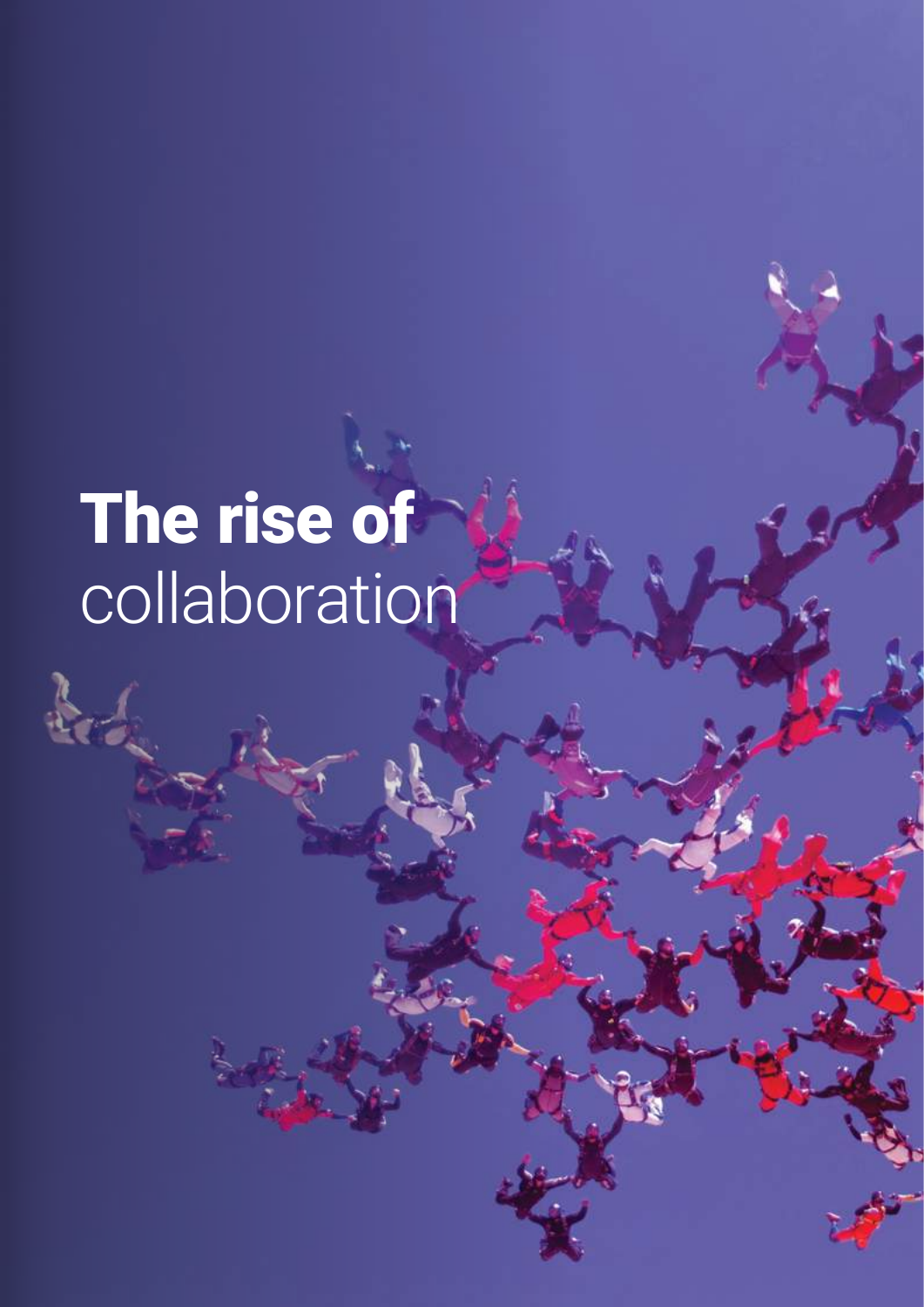# **The rise of** collaboration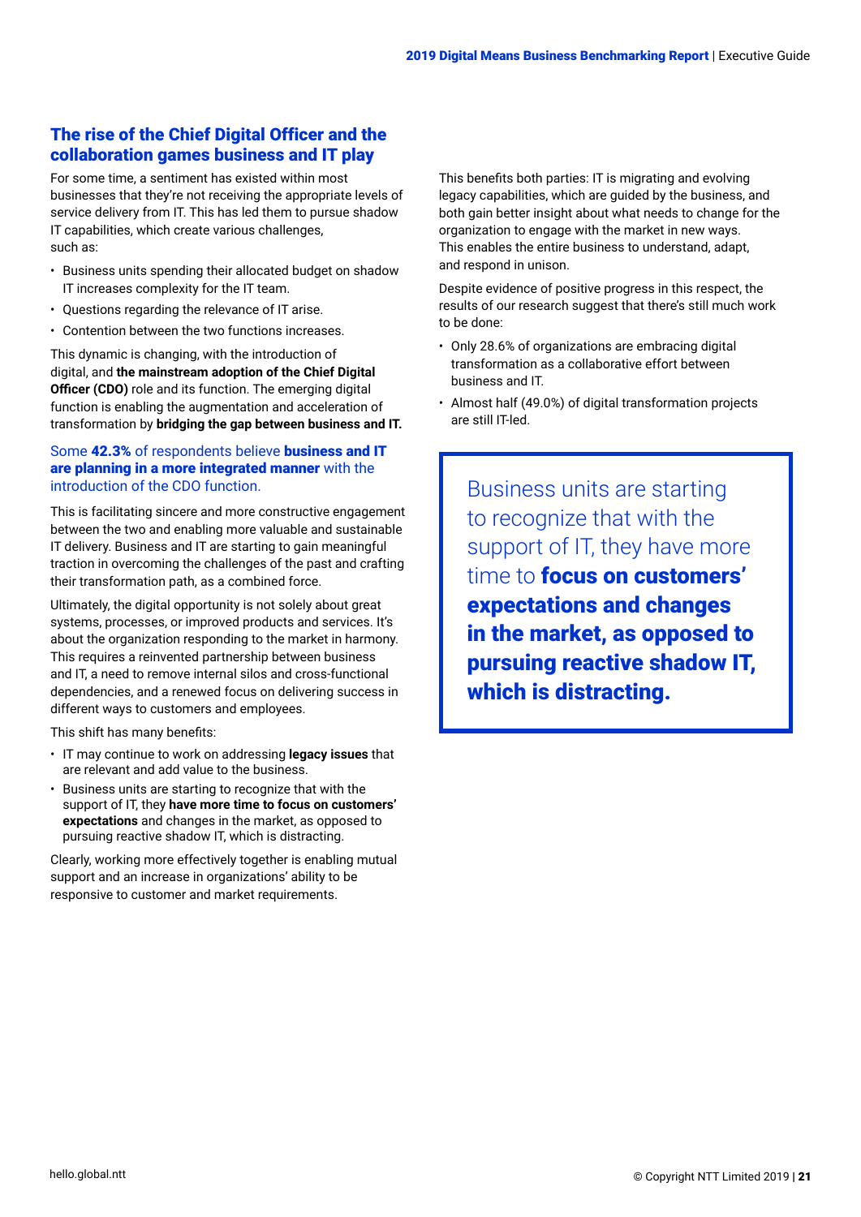## The rise of the Chief Digital Officer and the collaboration games business and IT play

For some time, a sentiment has existed within most businesses that they're not receiving the appropriate levels of service delivery from IT. This has led them to pursue shadow IT capabilities, which create various challenges, such as:

- Business units spending their allocated budget on shadow IT increases complexity for the IT team.
- Questions regarding the relevance of IT arise.
- Contention between the two functions increases.

This dynamic is changing, with the introduction of digital, and **the mainstream adoption of the Chief Digital Officer (CDO)** role and its function. The emerging digital function is enabling the augmentation and acceleration of transformation by **bridging the gap between business and IT.**

Some **42.3%** of respondents believe **business and IT are planning in a more integrated manner** with the introduction of the CDO function.

This is facilitating sincere and more constructive engagement between the two and enabling more valuable and sustainable IT delivery. Business and IT are starting to gain meaningful traction in overcoming the challenges of the past and crafting their transformation path, as a combined force.

Ultimately, the digital opportunity is not solely about great systems, processes, or improved products and services. It's about the organization responding to the market in harmony. This requires a reinvented partnership between business and IT, a need to remove internal silos and cross-functional dependencies, and a renewed focus on delivering success in different ways to customers and employees.

This shift has many benefits:

- IT may continue to work on addressing **legacy issues** that are relevant and add value to the business.
- Business units are starting to recognize that with the support of IT, they **have more time to focus on customers' expectations** and changes in the market, as opposed to pursuing reactive shadow IT, which is distracting.

Clearly, working more effectively together is enabling mutual support and an increase in organizations' ability to be responsive to customer and market requirements.

This benefits both parties: IT is migrating and evolving legacy capabilities, which are guided by the business, and both gain better insight about what needs to change for the organization to engage with the market in new ways. This enables the entire business to understand, adapt, and respond in unison.

Despite evidence of positive progress in this respect, the results of our research suggest that there's still much work to be done:

- Only 28.6% of organizations are embracing digital transformation as a collaborative effort between business and IT.
- Almost half (49.0%) of digital transformation projects are still IT-led.

> Business units are starting to recognize that with the support of IT, they have more time to **focus on customers' expectations and changes in the market, as opposed to pursuing reactive shadow IT, which is distracting.**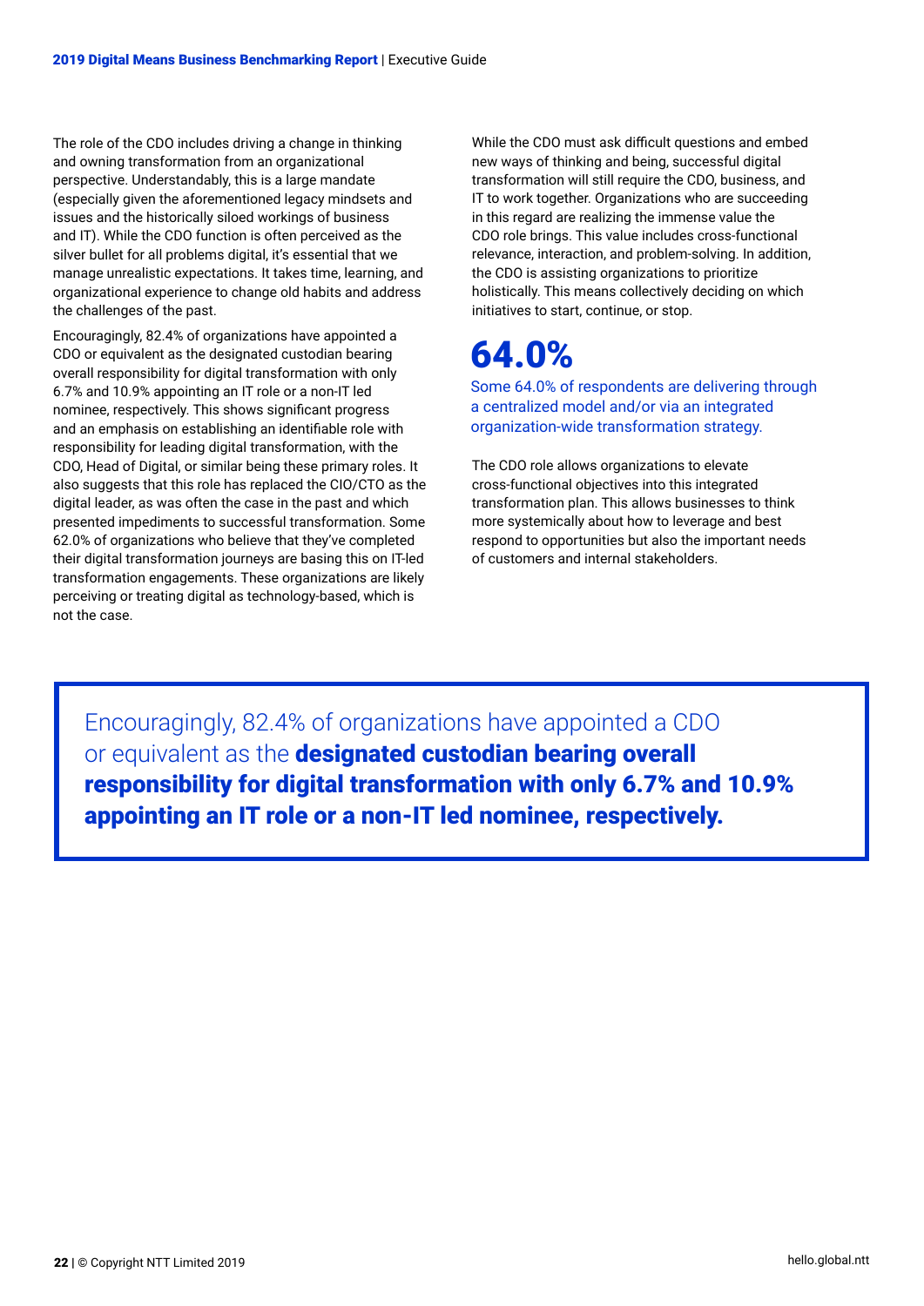The role of the CDO includes driving a change in thinking and owning transformation from an organizational perspective. Understandably, this is a large mandate (especially given the aforementioned legacy mindsets and issues and the historically siloed workings of business and IT). While the CDO function is often perceived as the silver bullet for all problems digital, it's essential that we manage unrealistic expectations. It takes time, learning, and organizational experience to change old habits and address the challenges of the past.

Encouragingly, 82.4% of organizations have appointed a CDO or equivalent as the designated custodian bearing overall responsibility for digital transformation with only 6.7% and 10.9% appointing an IT role or a non-IT led nominee, respectively. This shows significant progress and an emphasis on establishing an identifiable role with responsibility for leading digital transformation, with the CDO, Head of Digital, or similar being these primary roles. It also suggests that this role has replaced the CIO/CTO as the digital leader, as was often the case in the past and which presented impediments to successful transformation. Some 62.0% of organizations who believe that they've completed their digital transformation journeys are basing this on IT-led transformation engagements. These organizations are likely perceiving or treating digital as technology-based, which is not the case.

While the CDO must ask difficult questions and embed new ways of thinking and being, successful digital transformation will still require the CDO, business, and IT to work together. Organizations who are succeeding in this regard are realizing the immense value the CDO role brings. This value includes cross-functional relevance, interaction, and problem-solving. In addition, the CDO is assisting organizations to prioritize holistically. This means collectively deciding on which initiatives to start, continue, or stop.

# 64.0%

Some 64.0% of respondents are delivering through a centralized model and/or via an integrated organization-wide transformation strategy.

The CDO role allows organizations to elevate cross-functional objectives into this integrated transformation plan. This allows businesses to think more systemically about how to leverage and best respond to opportunities but also the important needs of customers and internal stakeholders.

> Encouragingly, 82.4% of organizations have appointed a CDO or equivalent as the **designated custodian bearing overall responsibility for digital transformation with only 6.7% and 10.9% appointing an IT role or a non-IT led nominee, respectively.**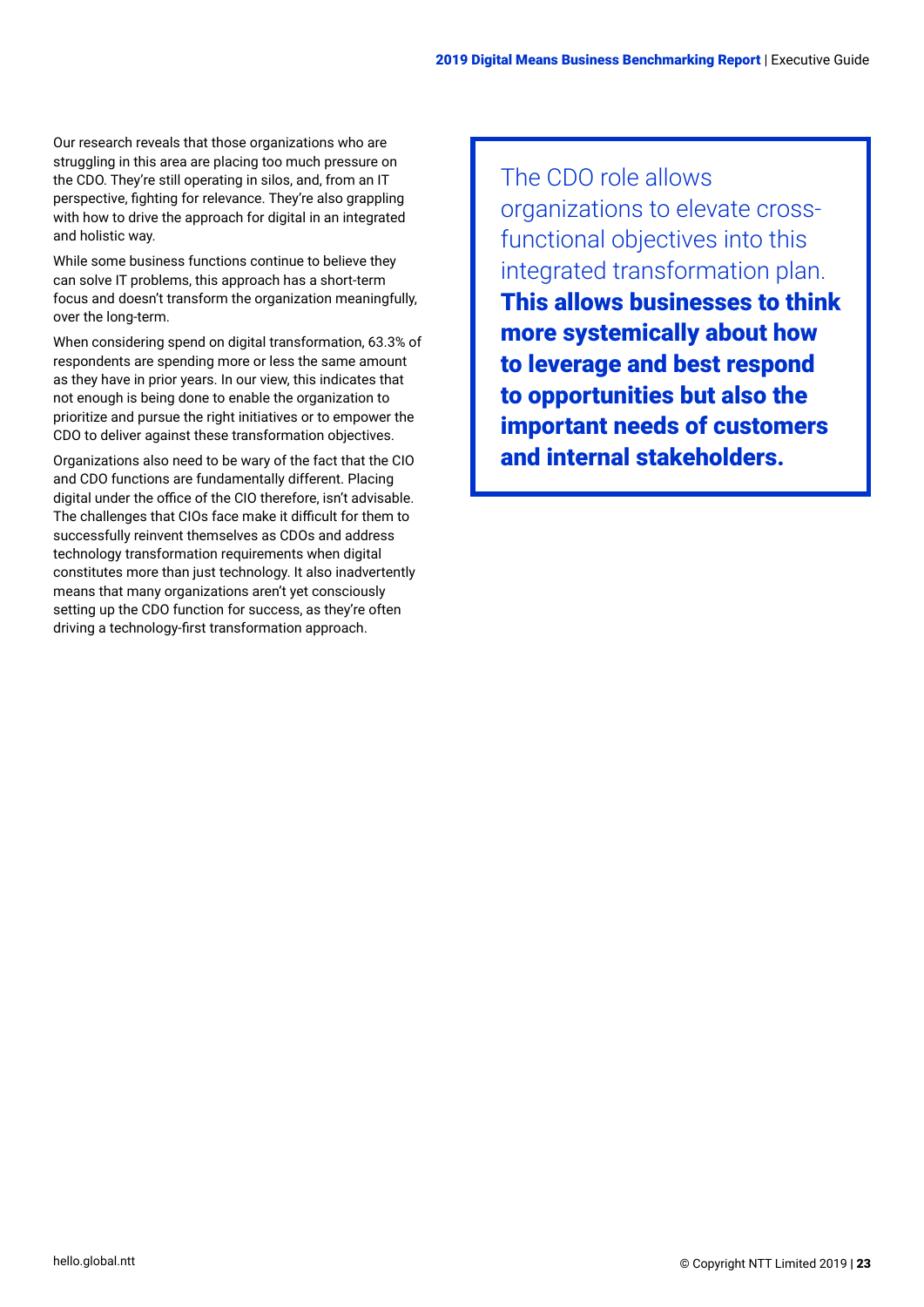Our research reveals that those organizations who are struggling in this area are placing too much pressure on the CDO. They're still operating in silos, and, from an IT perspective, fighting for relevance. They're also grappling with how to drive the approach for digital in an integrated and holistic way.

While some business functions continue to believe they can solve IT problems, this approach has a short-term focus and doesn't transform the organization meaningfully, over the long-term.

When considering spend on digital transformation, 63.3% of respondents are spending more or less the same amount as they have in prior years. In our view, this indicates that not enough is being done to enable the organization to prioritize and pursue the right initiatives or to empower the CDO to deliver against these transformation objectives.

Organizations also need to be wary of the fact that the CIO and CDO functions are fundamentally different. Placing digital under the office of the CIO therefore, isn't advisable. The challenges that CIOs face make it difficult for them to successfully reinvent themselves as CDOs and address technology transformation requirements when digital constitutes more than just technology. It also inadvertently means that many organizations aren't yet consciously setting up the CDO function for success, as they're often driving a technology-first transformation approach.

> The CDO role allows organizations to elevate cross-functional objectives into this integrated transformation plan. **This allows businesses to think more systemically about how to leverage and best respond to opportunities but also the important needs of customers and internal stakeholders.**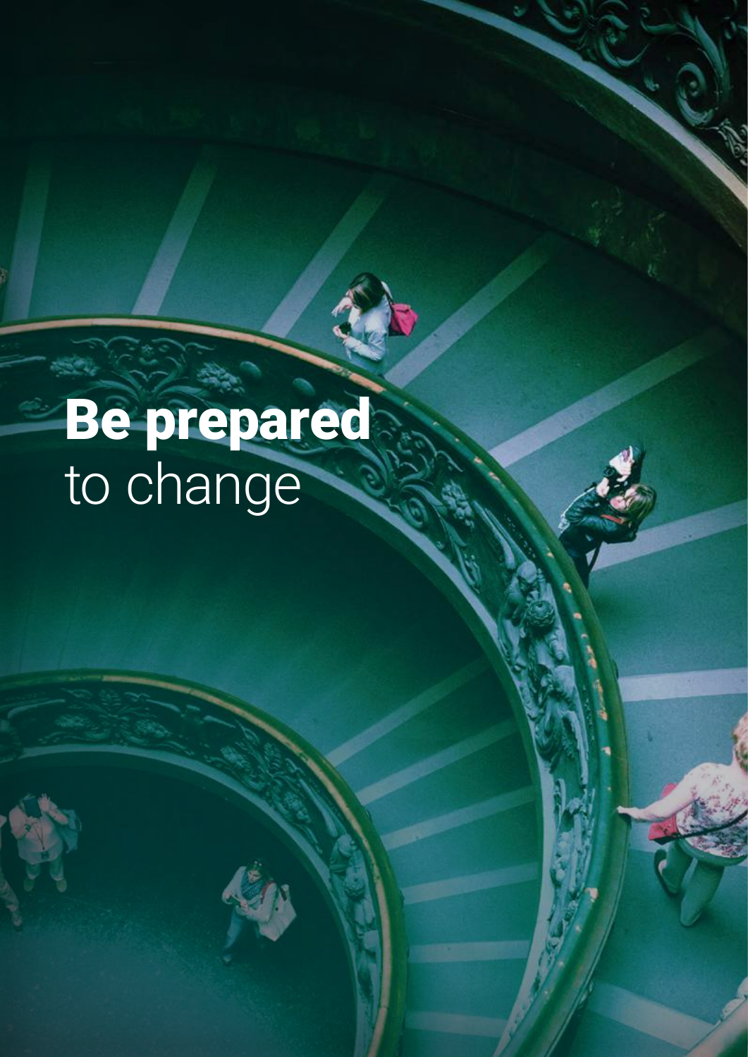# **Be prepared** to change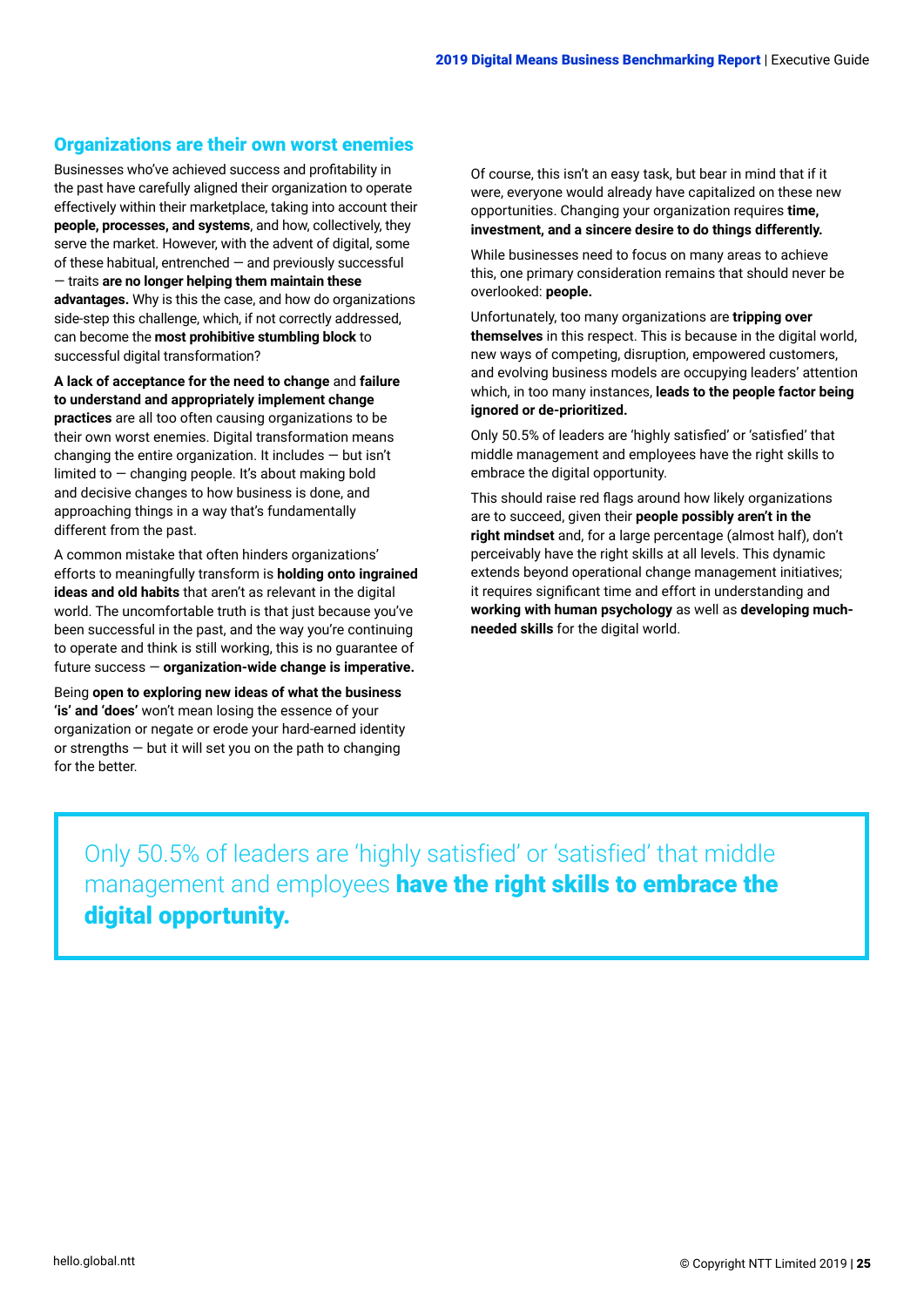## Organizations are their own worst enemies

Businesses who've achieved success and profitability in the past have carefully aligned their organization to operate effectively within their marketplace, taking into account their **people, processes, and systems**, and how, collectively, they serve the market. However, with the advent of digital, some of these habitual, entrenched — and previously successful — traits **are no longer helping them maintain these advantages.** Why is this the case, and how do organizations side-step this challenge, which, if not correctly addressed, can become the **most prohibitive stumbling block** to successful digital transformation?

**A lack of acceptance for the need to change** and **failure to understand and appropriately implement change practices** are all too often causing organizations to be their own worst enemies. Digital transformation means changing the entire organization. It includes — but isn't limited to — changing people. It's about making bold and decisive changes to how business is done, and approaching things in a way that's fundamentally different from the past.

A common mistake that often hinders organizations' efforts to meaningfully transform is **holding onto ingrained ideas and old habits** that aren't as relevant in the digital world. The uncomfortable truth is that just because you've been successful in the past, and the way you're continuing to operate and think is still working, this is no guarantee of future success — **organization-wide change is imperative.**

Being **open to exploring new ideas of what the business 'is' and 'does'** won't mean losing the essence of your organization or negate or erode your hard-earned identity or strengths — but it will set you on the path to changing for the better.

Of course, this isn't an easy task, but bear in mind that if it were, everyone would already have capitalized on these new opportunities. Changing your organization requires **time, investment, and a sincere desire to do things differently.**

While businesses need to focus on many areas to achieve this, one primary consideration remains that should never be overlooked: **people.**

Unfortunately, too many organizations are **tripping over themselves** in this respect. This is because in the digital world, new ways of competing, disruption, empowered customers, and evolving business models are occupying leaders' attention which, in too many instances, **leads to the people factor being ignored or de-prioritized.**

Only 50.5% of leaders are 'highly satisfied' or 'satisfied' that middle management and employees have the right skills to embrace the digital opportunity.

This should raise red flags around how likely organizations are to succeed, given their **people possibly aren't in the right mindset** and, for a large percentage (almost half), don't perceivably have the right skills at all levels. This dynamic extends beyond operational change management initiatives; it requires significant time and effort in understanding and **working with human psychology** as well as **developing much-needed skills** for the digital world.

> Only 50.5% of leaders are 'highly satisfied' or 'satisfied' that middle management and employees **have the right skills to embrace the digital opportunity.**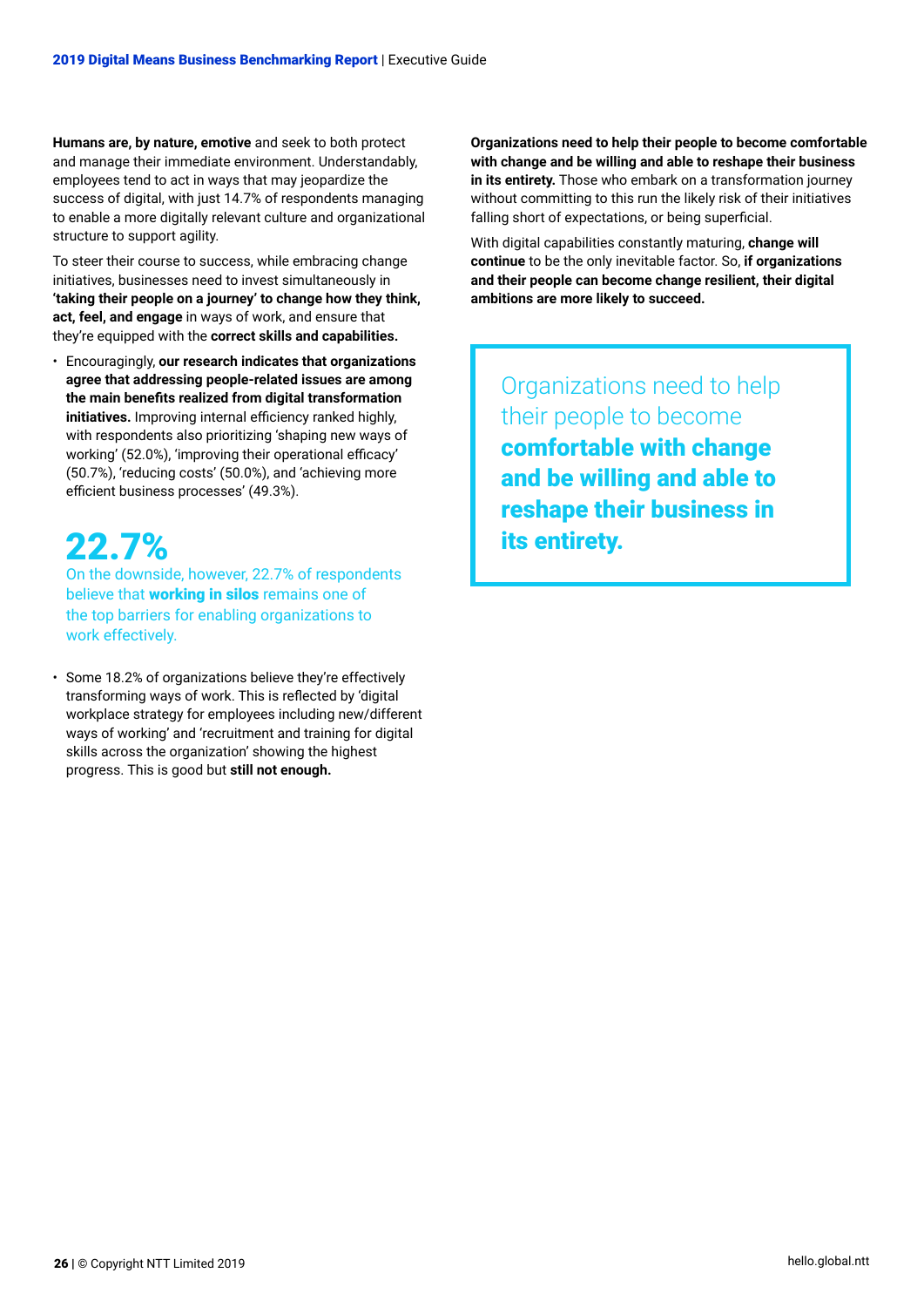**Humans are, by nature, emotive** and seek to both protect and manage their immediate environment. Understandably, employees tend to act in ways that may jeopardize the success of digital, with just 14.7% of respondents managing to enable a more digitally relevant culture and organizational structure to support agility.

To steer their course to success, while embracing change initiatives, businesses need to invest simultaneously in **'taking their people on a journey' to change how they think, act, feel, and engage** in ways of work, and ensure that they're equipped with the **correct skills and capabilities.**

- Encouragingly, **our research indicates that organizations agree that addressing people-related issues are among the main benefits realized from digital transformation initiatives.** Improving internal efficiency ranked highly, with respondents also prioritizing 'shaping new ways of working' (52.0%), 'improving their operational efficacy' (50.7%), 'reducing costs' (50.0%), and 'achieving more efficient business processes' (49.3%).

**22.7%**

On the downside, however, 22.7% of respondents believe that **working in silos** remains one of the top barriers for enabling organizations to work effectively.

- Some 18.2% of organizations believe they're effectively transforming ways of work. This is reflected by 'digital workplace strategy for employees including new/different ways of working' and 'recruitment and training for digital skills across the organization' showing the highest progress. This is good but **still not enough.**

**Organizations need to help their people to become comfortable with change and be willing and able to reshape their business in its entirety.** Those who embark on a transformation journey without committing to this run the likely risk of their initiatives falling short of expectations, or being superficial.

With digital capabilities constantly maturing, **change will continue** to be the only inevitable factor. So, **if organizations and their people can become change resilient, their digital ambitions are more likely to succeed.**

> Organizations need to help their people to become **comfortable with change and be willing and able to reshape their business in its entirety.**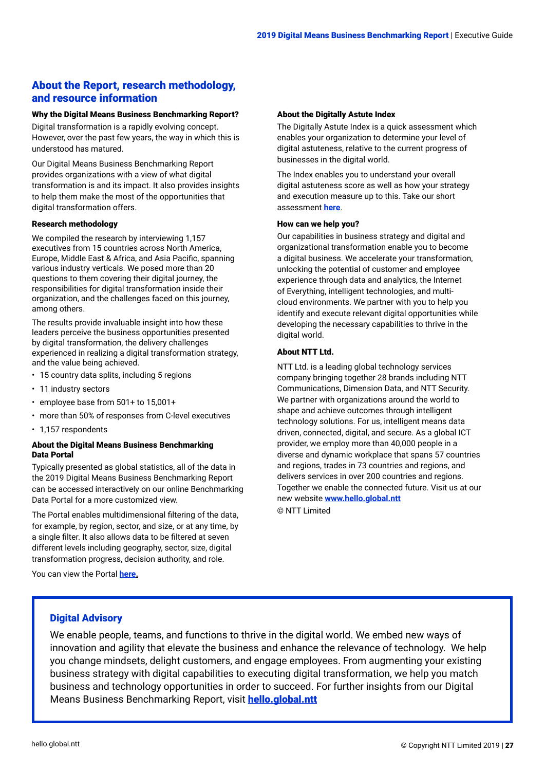## About the Report, research methodology, and resource information

### Why the Digital Means Business Benchmarking Report?

Digital transformation is a rapidly evolving concept. However, over the past few years, the way in which this is understood has matured.

Our Digital Means Business Benchmarking Report provides organizations with a view of what digital transformation is and its impact. It also provides insights to help them make the most of the opportunities that digital transformation offers.

### Research methodology

We compiled the research by interviewing 1,157 executives from 15 countries across North America, Europe, Middle East & Africa, and Asia Pacific, spanning various industry verticals. We posed more than 20 questions to them covering their digital journey, the responsibilities for digital transformation inside their organization, and the challenges faced on this journey, among others.

The results provide invaluable insight into how these leaders perceive the business opportunities presented by digital transformation, the delivery challenges experienced in realizing a digital transformation strategy, and the value being achieved.

- 15 country data splits, including 5 regions
- 11 industry sectors
- employee base from 501+ to 15,001+
- more than 50% of responses from C-level executives
- 1,157 respondents

### About the Digital Means Business Benchmarking Data Portal

Typically presented as global statistics, all of the data in the 2019 Digital Means Business Benchmarking Report can be accessed interactively on our online Benchmarking Data Portal for a more customized view.

The Portal enables multidimensional filtering of the data, for example, by region, sector, and size, or at any time, by a single filter. It also allows data to be filtered at seven different levels including geography, sector, size, digital transformation progress, decision authority, and role.

You can view the Portal **here.**

### About the Digitally Astute Index

The Digitally Astute Index is a quick assessment which enables your organization to determine your level of digital astuteness, relative to the current progress of businesses in the digital world.

The Index enables you to understand your overall digital astuteness score as well as how your strategy and execution measure up to this. Take our short assessment **here**.

### How can we help you?

Our capabilities in business strategy and digital and organizational transformation enable you to become a digital business. We accelerate your transformation, unlocking the potential of customer and employee experience through data and analytics, the Internet of Everything, intelligent technologies, and multi-cloud environments. We partner with you to help you identify and execute relevant digital opportunities while developing the necessary capabilities to thrive in the digital world.

### About NTT Ltd.

NTT Ltd. is a leading global technology services company bringing together 28 brands including NTT Communications, Dimension Data, and NTT Security. We partner with organizations around the world to shape and achieve outcomes through intelligent technology solutions. For us, intelligent means data driven, connected, digital, and secure. As a global ICT provider, we employ more than 40,000 people in a diverse and dynamic workplace that spans 57 countries and regions, trades in 73 countries and regions, and delivers services in over 200 countries and regions. Together we enable the connected future. Visit us at our new website **www.hello.global.ntt**

© NTT Limited

### Digital Advisory

We enable people, teams, and functions to thrive in the digital world. We embed new ways of innovation and agility that elevate the business and enhance the relevance of technology. We help you change mindsets, delight customers, and engage employees. From augmenting your existing business strategy with digital capabilities to executing digital transformation, we help you match business and technology opportunities in order to succeed. For further insights from our Digital Means Business Benchmarking Report, visit **hello.global.ntt**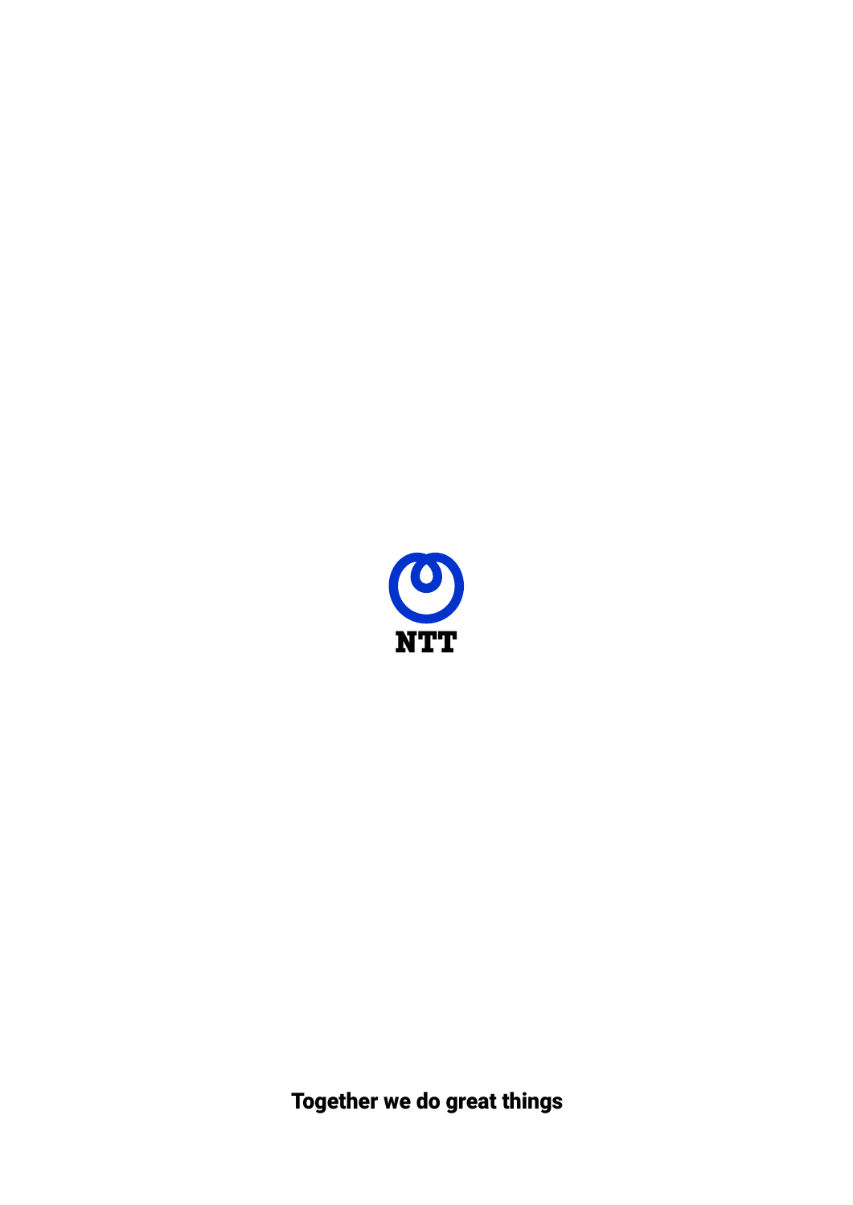NTT

**Together we do great things**